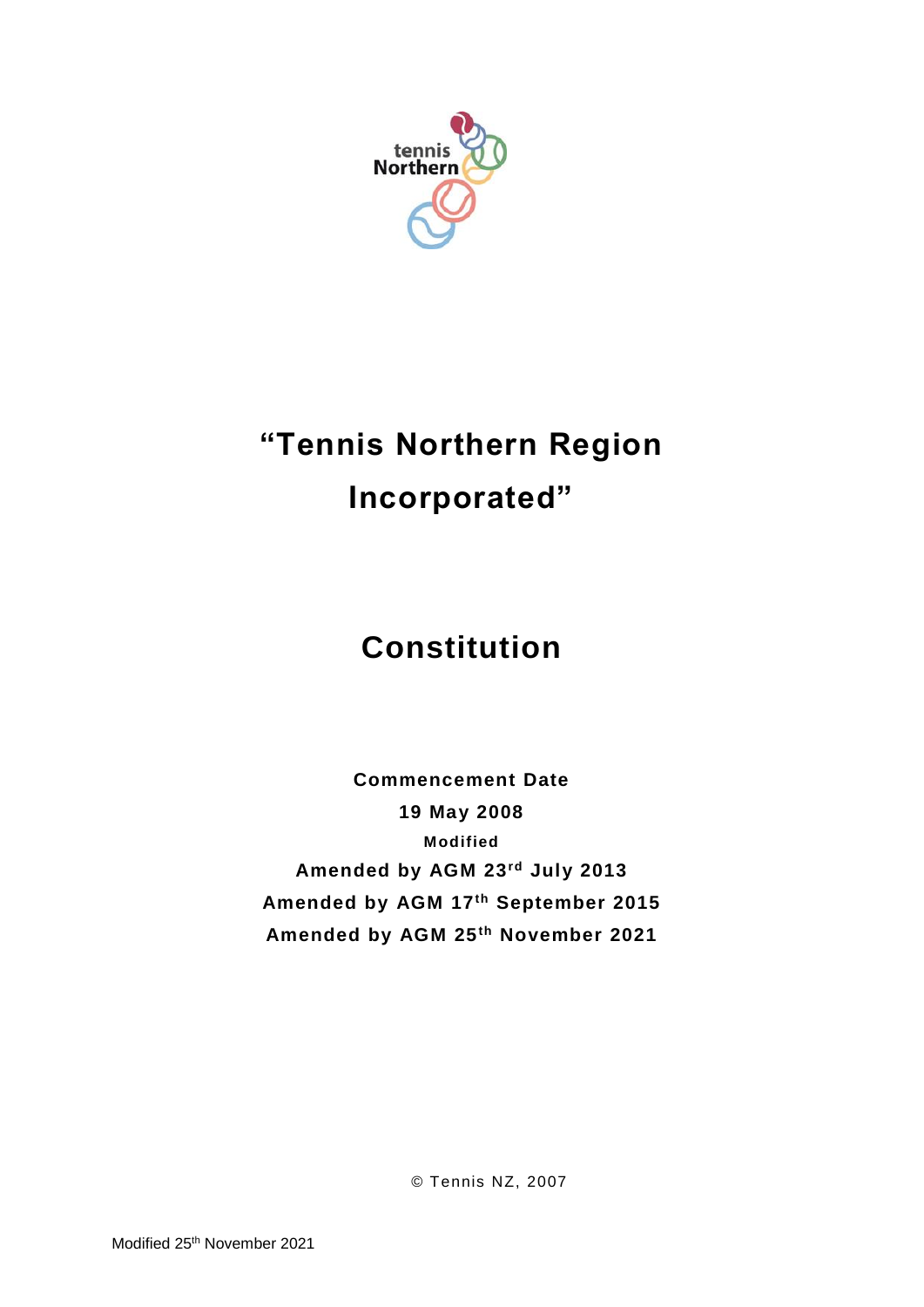# "Tennis Northern Region Incorporated"

# Constitution

**Commencement Date**

**19 May 2008**

**Modified**

**Amended by AGM 23rd July 2013**

**Amended by AGM 17th September 2015**

**Amended by AGM 25th November 2021**

© Tennis NZ, 2007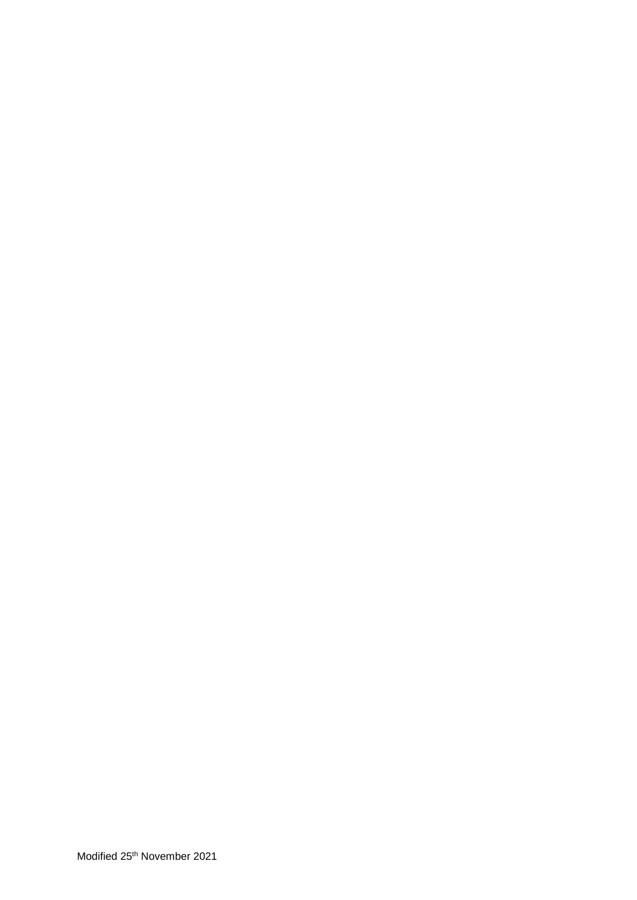Modified 25th November 2021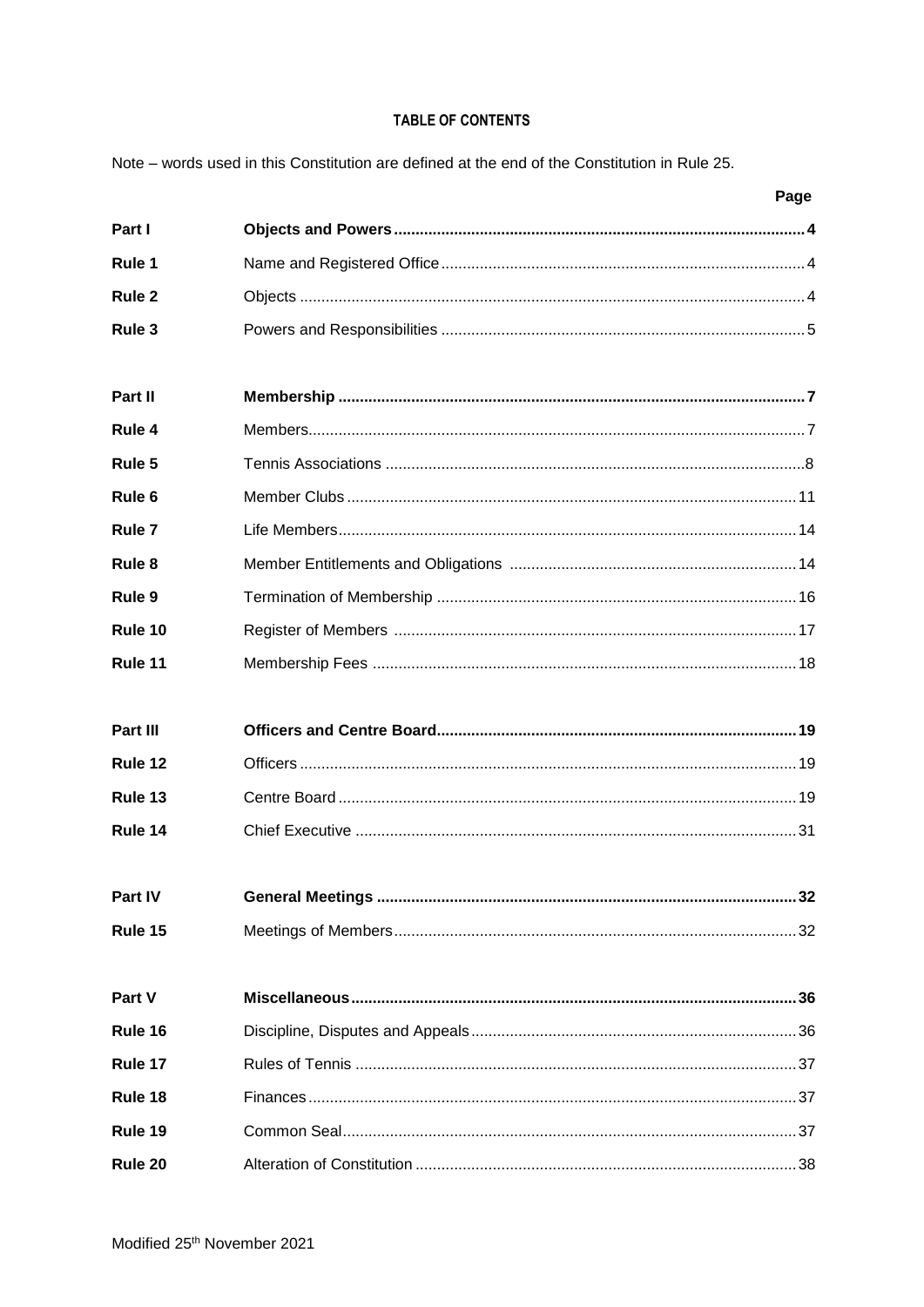# TABLE OF CONTENTS

Note – words used in this Constitution are defined at the end of the Constitution in Rule 25.

| | | Page |
|---|---|---|
| **Part I** | **Objects and Powers** | **4** |
| **Rule 1** | Name and Registered Office | 4 |
| **Rule 2** | Objects | 4 |
| **Rule 3** | Powers and Responsibilities | 5 |
| | | |
| **Part II** | **Membership** | **7** |
| **Rule 4** | Members | 7 |
| **Rule 5** | Tennis Associations | 8 |
| **Rule 6** | Member Clubs | 11 |
| **Rule 7** | Life Members | 14 |
| **Rule 8** | Member Entitlements and Obligations | 14 |
| **Rule 9** | Termination of Membership | 16 |
| **Rule 10** | Register of Members | 17 |
| **Rule 11** | Membership Fees | 18 |
| | | |
| **Part III** | **Officers and Centre Board** | **19** |
| **Rule 12** | Officers | 19 |
| **Rule 13** | Centre Board | 19 |
| **Rule 14** | Chief Executive | 31 |
| | | |
| **Part IV** | **General Meetings** | **32** |
| **Rule 15** | Meetings of Members | 32 |
| | | |
| **Part V** | **Miscellaneous** | **36** |
| **Rule 16** | Discipline, Disputes and Appeals | 36 |
| **Rule 17** | Rules of Tennis | 37 |
| **Rule 18** | Finances | 37 |
| **Rule 19** | Common Seal | 37 |
| **Rule 20** | Alteration of Constitution | 38 |

Modified 25th November 2021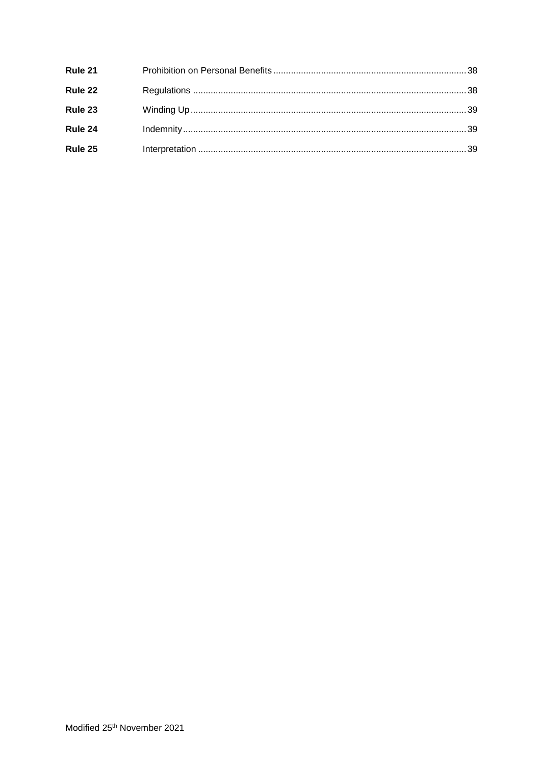| | | |
|---|---|---|
| **Rule 21** | Prohibition on Personal Benefits | 38 |
| **Rule 22** | Regulations | 38 |
| **Rule 23** | Winding Up | 39 |
| **Rule 24** | Indemnity | 39 |
| **Rule 25** | Interpretation | 39 |

Modified 25th November 2021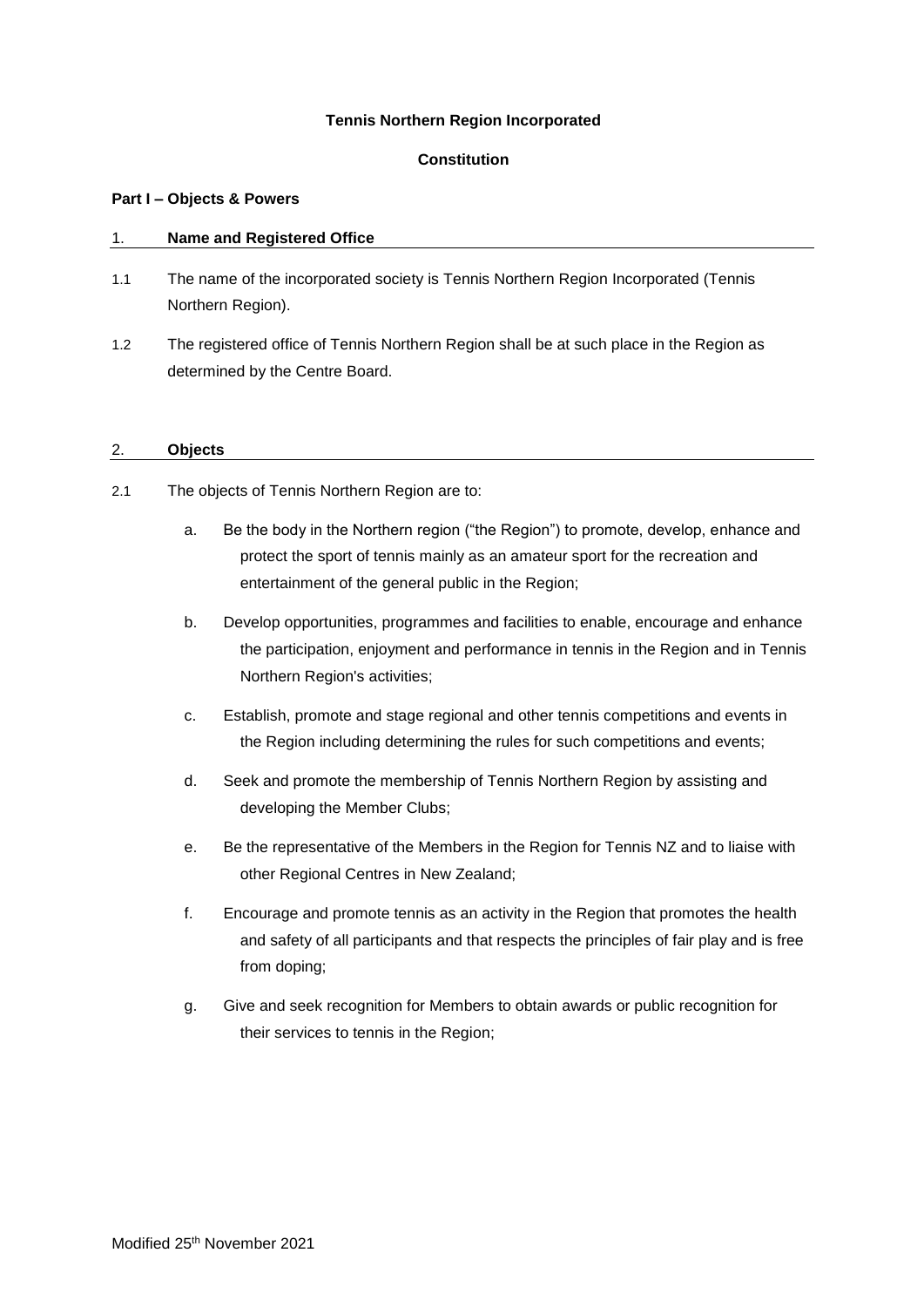**Tennis Northern Region Incorporated**

**Constitution**

**Part I – Objects & Powers**

## 1. Name and Registered Office

1.1 The name of the incorporated society is Tennis Northern Region Incorporated (Tennis Northern Region).

1.2 The registered office of Tennis Northern Region shall be at such place in the Region as determined by the Centre Board.

## 2. Objects

2.1 The objects of Tennis Northern Region are to:

a. Be the body in the Northern region ("the Region") to promote, develop, enhance and protect the sport of tennis mainly as an amateur sport for the recreation and entertainment of the general public in the Region;

b. Develop opportunities, programmes and facilities to enable, encourage and enhance the participation, enjoyment and performance in tennis in the Region and in Tennis Northern Region's activities;

c. Establish, promote and stage regional and other tennis competitions and events in the Region including determining the rules for such competitions and events;

d. Seek and promote the membership of Tennis Northern Region by assisting and developing the Member Clubs;

e. Be the representative of the Members in the Region for Tennis NZ and to liaise with other Regional Centres in New Zealand;

f. Encourage and promote tennis as an activity in the Region that promotes the health and safety of all participants and that respects the principles of fair play and is free from doping;

g. Give and seek recognition for Members to obtain awards or public recognition for their services to tennis in the Region;

Modified 25th November 2021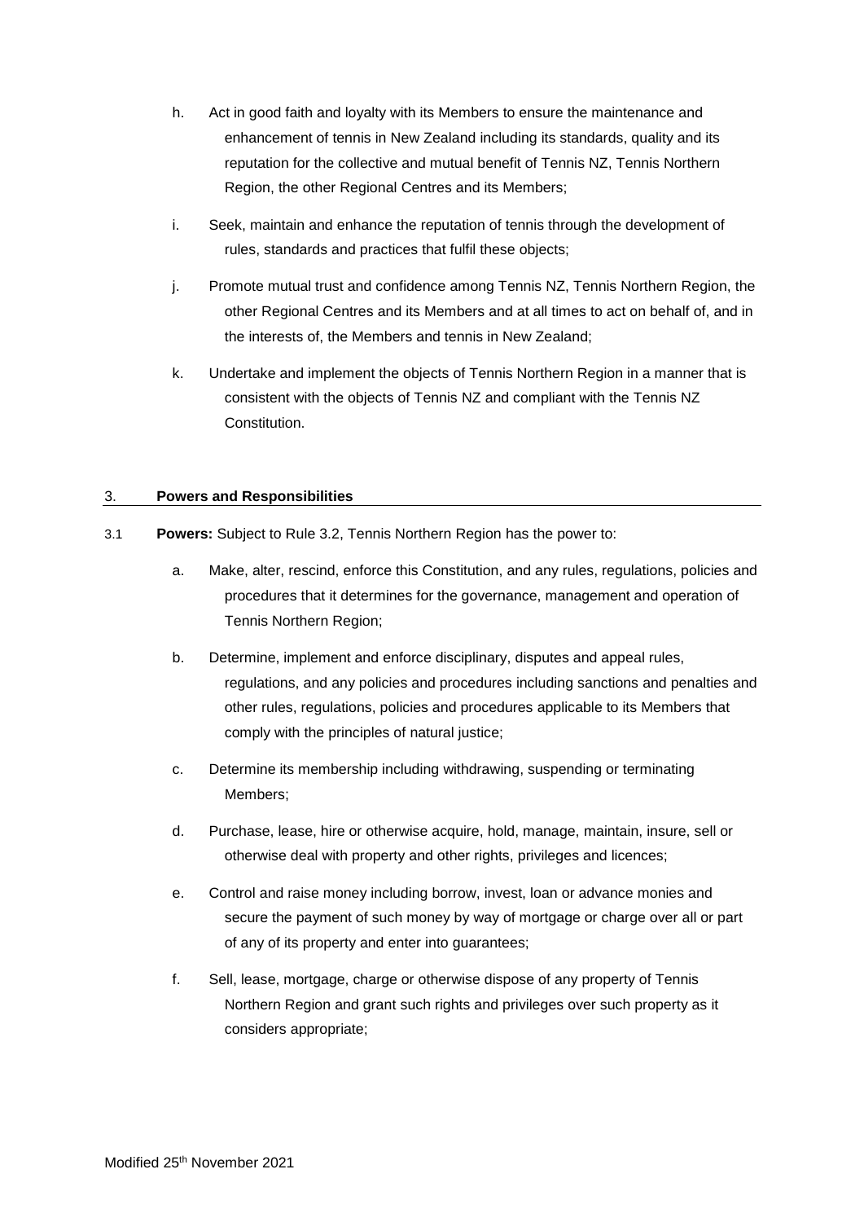h. Act in good faith and loyalty with its Members to ensure the maintenance and enhancement of tennis in New Zealand including its standards, quality and its reputation for the collective and mutual benefit of Tennis NZ, Tennis Northern Region, the other Regional Centres and its Members;

i. Seek, maintain and enhance the reputation of tennis through the development of rules, standards and practices that fulfil these objects;

j. Promote mutual trust and confidence among Tennis NZ, Tennis Northern Region, the other Regional Centres and its Members and at all times to act on behalf of, and in the interests of, the Members and tennis in New Zealand;

k. Undertake and implement the objects of Tennis Northern Region in a manner that is consistent with the objects of Tennis NZ and compliant with the Tennis NZ Constitution.

## 3. Powers and Responsibilities

3.1 **Powers:** Subject to Rule 3.2, Tennis Northern Region has the power to:

a. Make, alter, rescind, enforce this Constitution, and any rules, regulations, policies and procedures that it determines for the governance, management and operation of Tennis Northern Region;

b. Determine, implement and enforce disciplinary, disputes and appeal rules, regulations, and any policies and procedures including sanctions and penalties and other rules, regulations, policies and procedures applicable to its Members that comply with the principles of natural justice;

c. Determine its membership including withdrawing, suspending or terminating Members;

d. Purchase, lease, hire or otherwise acquire, hold, manage, maintain, insure, sell or otherwise deal with property and other rights, privileges and licences;

e. Control and raise money including borrow, invest, loan or advance monies and secure the payment of such money by way of mortgage or charge over all or part of any of its property and enter into guarantees;

f. Sell, lease, mortgage, charge or otherwise dispose of any property of Tennis Northern Region and grant such rights and privileges over such property as it considers appropriate;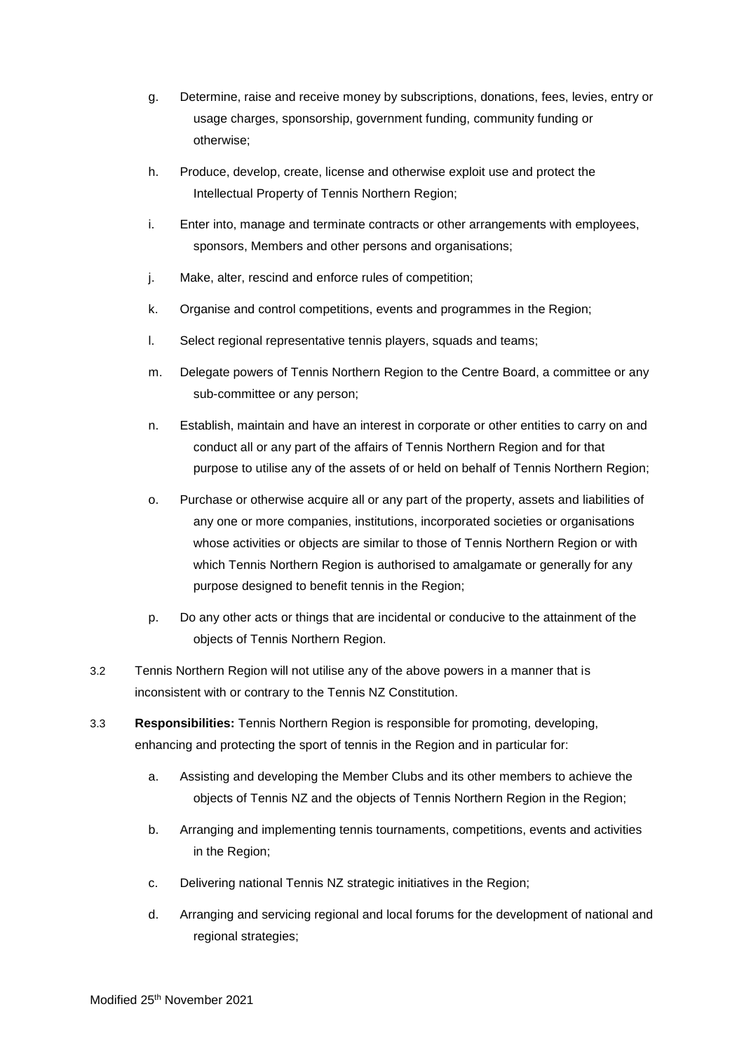g. Determine, raise and receive money by subscriptions, donations, fees, levies, entry or usage charges, sponsorship, government funding, community funding or otherwise;

h. Produce, develop, create, license and otherwise exploit use and protect the Intellectual Property of Tennis Northern Region;

i. Enter into, manage and terminate contracts or other arrangements with employees, sponsors, Members and other persons and organisations;

j. Make, alter, rescind and enforce rules of competition;

k. Organise and control competitions, events and programmes in the Region;

l. Select regional representative tennis players, squads and teams;

m. Delegate powers of Tennis Northern Region to the Centre Board, a committee or any sub-committee or any person;

n. Establish, maintain and have an interest in corporate or other entities to carry on and conduct all or any part of the affairs of Tennis Northern Region and for that purpose to utilise any of the assets of or held on behalf of Tennis Northern Region;

o. Purchase or otherwise acquire all or any part of the property, assets and liabilities of any one or more companies, institutions, incorporated societies or organisations whose activities or objects are similar to those of Tennis Northern Region or with which Tennis Northern Region is authorised to amalgamate or generally for any purpose designed to benefit tennis in the Region;

p. Do any other acts or things that are incidental or conducive to the attainment of the objects of Tennis Northern Region.

3.2 Tennis Northern Region will not utilise any of the above powers in a manner that is inconsistent with or contrary to the Tennis NZ Constitution.

3.3 **Responsibilities:** Tennis Northern Region is responsible for promoting, developing, enhancing and protecting the sport of tennis in the Region and in particular for:

a. Assisting and developing the Member Clubs and its other members to achieve the objects of Tennis NZ and the objects of Tennis Northern Region in the Region;

b. Arranging and implementing tennis tournaments, competitions, events and activities in the Region;

c. Delivering national Tennis NZ strategic initiatives in the Region;

d. Arranging and servicing regional and local forums for the development of national and regional strategies;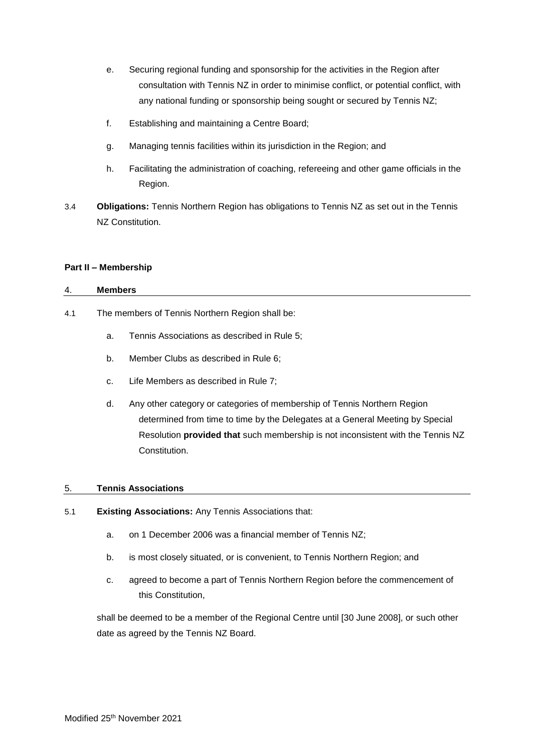e. Securing regional funding and sponsorship for the activities in the Region after consultation with Tennis NZ in order to minimise conflict, or potential conflict, with any national funding or sponsorship being sought or secured by Tennis NZ;

f. Establishing and maintaining a Centre Board;

g. Managing tennis facilities within its jurisdiction in the Region; and

h. Facilitating the administration of coaching, refereeing and other game officials in the Region.

3.4 **Obligations:** Tennis Northern Region has obligations to Tennis NZ as set out in the Tennis NZ Constitution.

**Part II – Membership**

**4. Members**

4.1 The members of Tennis Northern Region shall be:

a. Tennis Associations as described in Rule 5;

b. Member Clubs as described in Rule 6;

c. Life Members as described in Rule 7;

d. Any other category or categories of membership of Tennis Northern Region determined from time to time by the Delegates at a General Meeting by Special Resolution **provided that** such membership is not inconsistent with the Tennis NZ Constitution.

**5. Tennis Associations**

5.1 **Existing Associations:** Any Tennis Associations that:

a. on 1 December 2006 was a financial member of Tennis NZ;

b. is most closely situated, or is convenient, to Tennis Northern Region; and

c. agreed to become a part of Tennis Northern Region before the commencement of this Constitution,

shall be deemed to be a member of the Regional Centre until [30 June 2008], or such other date as agreed by the Tennis NZ Board.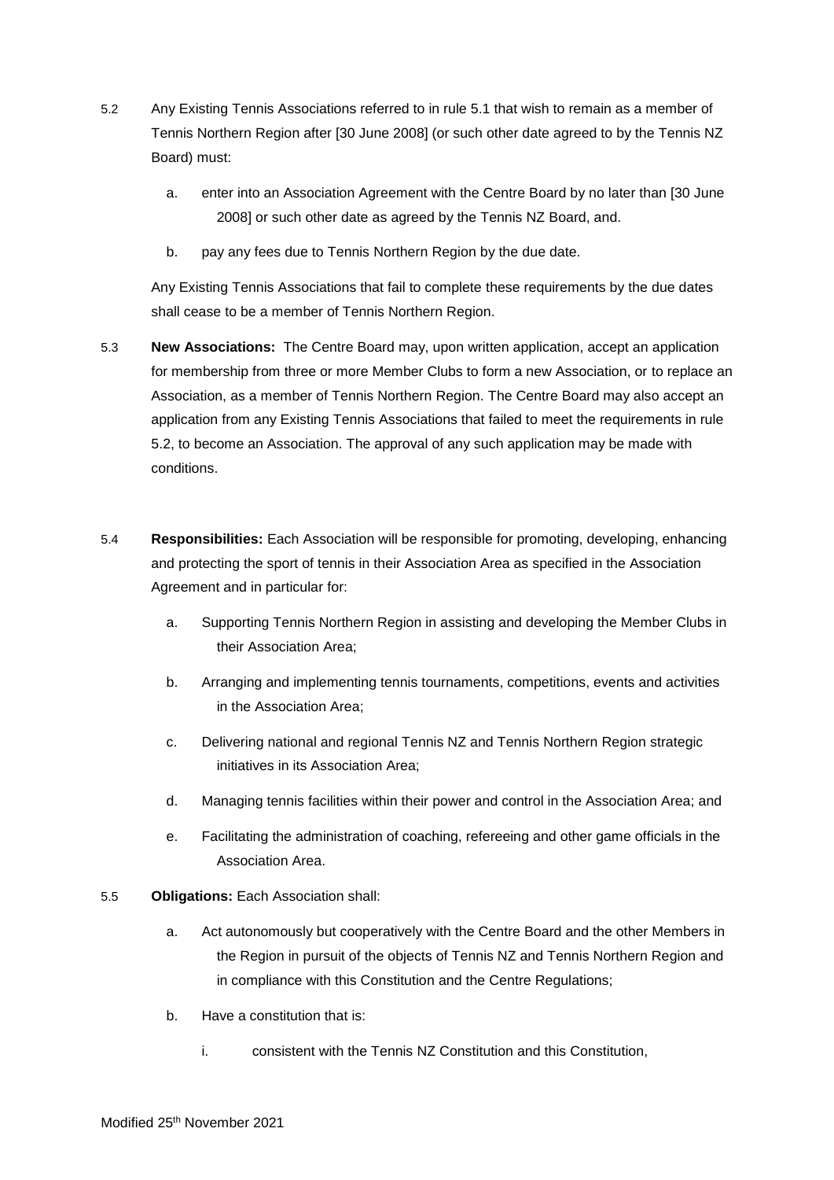5.2 Any Existing Tennis Associations referred to in rule 5.1 that wish to remain as a member of Tennis Northern Region after [30 June 2008] (or such other date agreed to by the Tennis NZ Board) must:

   a. enter into an Association Agreement with the Centre Board by no later than [30 June 2008] or such other date as agreed by the Tennis NZ Board, and.

   b. pay any fees due to Tennis Northern Region by the due date.

   Any Existing Tennis Associations that fail to complete these requirements by the due dates shall cease to be a member of Tennis Northern Region.

5.3 **New Associations:** The Centre Board may, upon written application, accept an application for membership from three or more Member Clubs to form a new Association, or to replace an Association, as a member of Tennis Northern Region. The Centre Board may also accept an application from any Existing Tennis Associations that failed to meet the requirements in rule 5.2, to become an Association. The approval of any such application may be made with conditions.

5.4 **Responsibilities:** Each Association will be responsible for promoting, developing, enhancing and protecting the sport of tennis in their Association Area as specified in the Association Agreement and in particular for:

   a. Supporting Tennis Northern Region in assisting and developing the Member Clubs in their Association Area;

   b. Arranging and implementing tennis tournaments, competitions, events and activities in the Association Area;

   c. Delivering national and regional Tennis NZ and Tennis Northern Region strategic initiatives in its Association Area;

   d. Managing tennis facilities within their power and control in the Association Area; and

   e. Facilitating the administration of coaching, refereeing and other game officials in the Association Area.

5.5 **Obligations:** Each Association shall:

   a. Act autonomously but cooperatively with the Centre Board and the other Members in the Region in pursuit of the objects of Tennis NZ and Tennis Northern Region and in compliance with this Constitution and the Centre Regulations;

   b. Have a constitution that is:

      i. consistent with the Tennis NZ Constitution and this Constitution,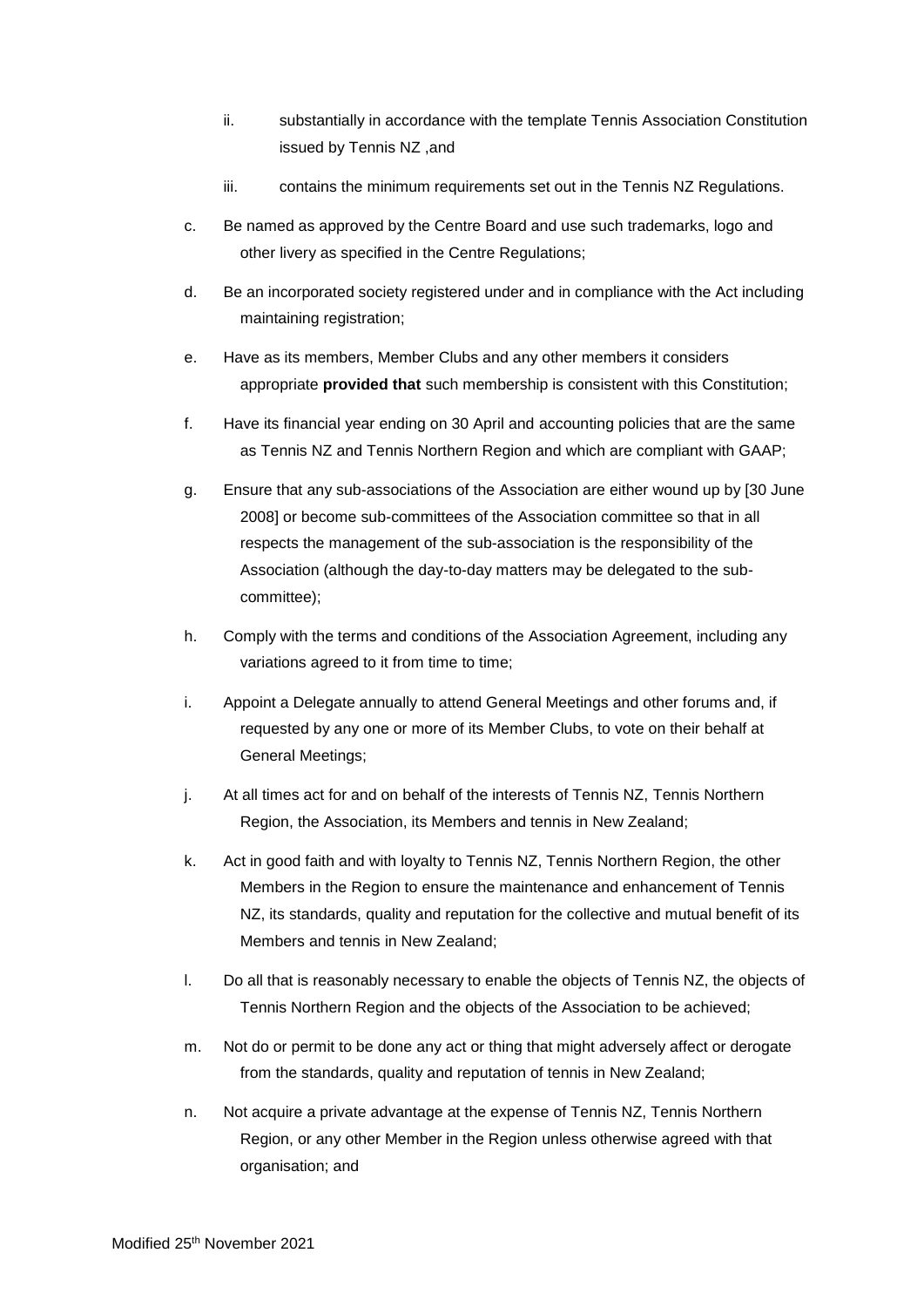ii. substantially in accordance with the template Tennis Association Constitution issued by Tennis NZ ,and

   iii. contains the minimum requirements set out in the Tennis NZ Regulations.

c. Be named as approved by the Centre Board and use such trademarks, logo and other livery as specified in the Centre Regulations;

d. Be an incorporated society registered under and in compliance with the Act including maintaining registration;

e. Have as its members, Member Clubs and any other members it considers appropriate **provided that** such membership is consistent with this Constitution;

f. Have its financial year ending on 30 April and accounting policies that are the same as Tennis NZ and Tennis Northern Region and which are compliant with GAAP;

g. Ensure that any sub-associations of the Association are either wound up by [30 June 2008] or become sub-committees of the Association committee so that in all respects the management of the sub-association is the responsibility of the Association (although the day-to-day matters may be delegated to the sub-committee);

h. Comply with the terms and conditions of the Association Agreement, including any variations agreed to it from time to time;

i. Appoint a Delegate annually to attend General Meetings and other forums and, if requested by any one or more of its Member Clubs, to vote on their behalf at General Meetings;

j. At all times act for and on behalf of the interests of Tennis NZ, Tennis Northern Region, the Association, its Members and tennis in New Zealand;

k. Act in good faith and with loyalty to Tennis NZ, Tennis Northern Region, the other Members in the Region to ensure the maintenance and enhancement of Tennis NZ, its standards, quality and reputation for the collective and mutual benefit of its Members and tennis in New Zealand;

l. Do all that is reasonably necessary to enable the objects of Tennis NZ, the objects of Tennis Northern Region and the objects of the Association to be achieved;

m. Not do or permit to be done any act or thing that might adversely affect or derogate from the standards, quality and reputation of tennis in New Zealand;

n. Not acquire a private advantage at the expense of Tennis NZ, Tennis Northern Region, or any other Member in the Region unless otherwise agreed with that organisation; and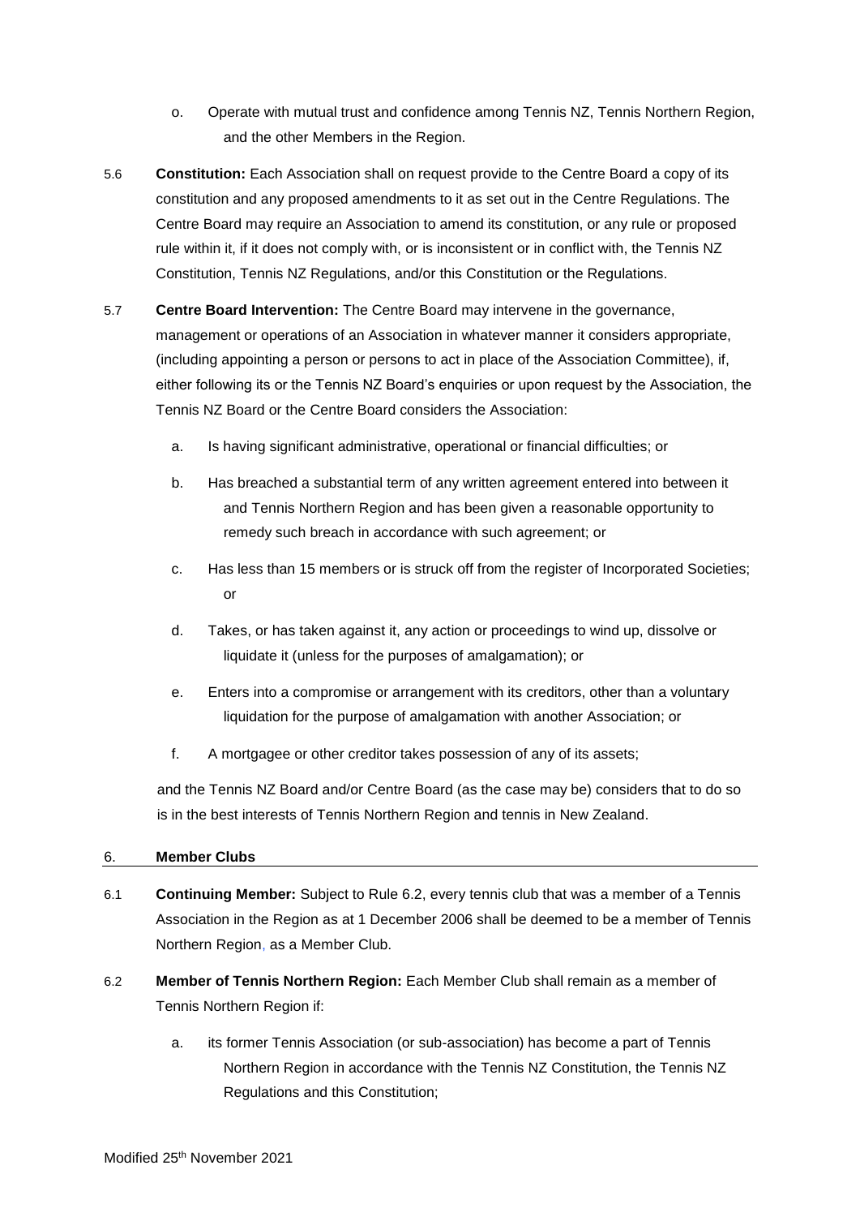o. Operate with mutual trust and confidence among Tennis NZ, Tennis Northern Region, and the other Members in the Region.

5.6 **Constitution:** Each Association shall on request provide to the Centre Board a copy of its constitution and any proposed amendments to it as set out in the Centre Regulations. The Centre Board may require an Association to amend its constitution, or any rule or proposed rule within it, if it does not comply with, or is inconsistent or in conflict with, the Tennis NZ Constitution, Tennis NZ Regulations, and/or this Constitution or the Regulations.

5.7 **Centre Board Intervention:** The Centre Board may intervene in the governance, management or operations of an Association in whatever manner it considers appropriate, (including appointing a person or persons to act in place of the Association Committee), if, either following its or the Tennis NZ Board's enquiries or upon request by the Association, the Tennis NZ Board or the Centre Board considers the Association:

a. Is having significant administrative, operational or financial difficulties; or

b. Has breached a substantial term of any written agreement entered into between it and Tennis Northern Region and has been given a reasonable opportunity to remedy such breach in accordance with such agreement; or

c. Has less than 15 members or is struck off from the register of Incorporated Societies; or

d. Takes, or has taken against it, any action or proceedings to wind up, dissolve or liquidate it (unless for the purposes of amalgamation); or

e. Enters into a compromise or arrangement with its creditors, other than a voluntary liquidation for the purpose of amalgamation with another Association; or

f. A mortgagee or other creditor takes possession of any of its assets;

and the Tennis NZ Board and/or Centre Board (as the case may be) considers that to do so is in the best interests of Tennis Northern Region and tennis in New Zealand.

## 6. Member Clubs

6.1 **Continuing Member:** Subject to Rule 6.2, every tennis club that was a member of a Tennis Association in the Region as at 1 December 2006 shall be deemed to be a member of Tennis Northern Region, as a Member Club.

6.2 **Member of Tennis Northern Region:** Each Member Club shall remain as a member of Tennis Northern Region if:

a. its former Tennis Association (or sub-association) has become a part of Tennis Northern Region in accordance with the Tennis NZ Constitution, the Tennis NZ Regulations and this Constitution;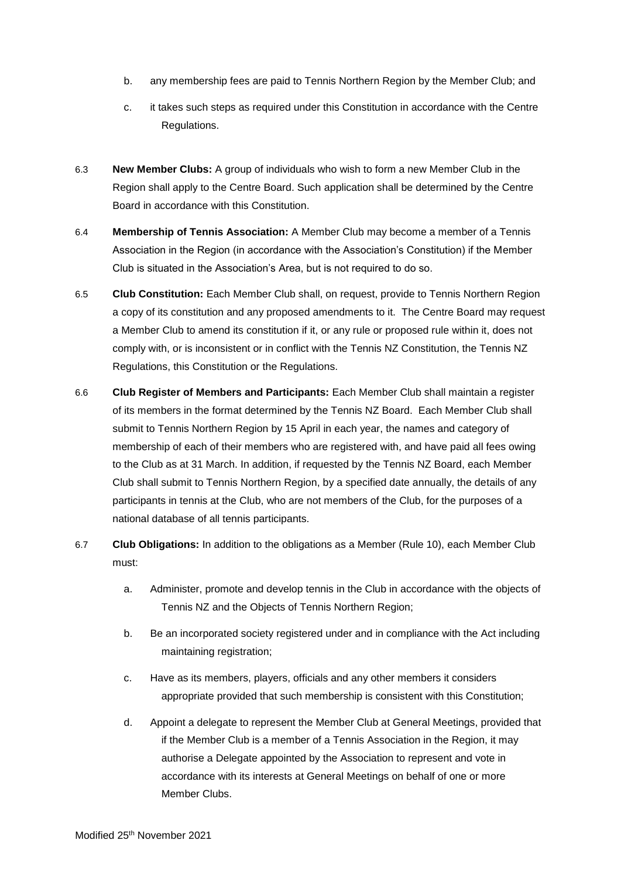b. any membership fees are paid to Tennis Northern Region by the Member Club; and

c. it takes such steps as required under this Constitution in accordance with the Centre Regulations.

6.3 **New Member Clubs:** A group of individuals who wish to form a new Member Club in the Region shall apply to the Centre Board. Such application shall be determined by the Centre Board in accordance with this Constitution.

6.4 **Membership of Tennis Association:** A Member Club may become a member of a Tennis Association in the Region (in accordance with the Association's Constitution) if the Member Club is situated in the Association's Area, but is not required to do so.

6.5 **Club Constitution:** Each Member Club shall, on request, provide to Tennis Northern Region a copy of its constitution and any proposed amendments to it. The Centre Board may request a Member Club to amend its constitution if it, or any rule or proposed rule within it, does not comply with, or is inconsistent or in conflict with the Tennis NZ Constitution, the Tennis NZ Regulations, this Constitution or the Regulations.

6.6 **Club Register of Members and Participants:** Each Member Club shall maintain a register of its members in the format determined by the Tennis NZ Board. Each Member Club shall submit to Tennis Northern Region by 15 April in each year, the names and category of membership of each of their members who are registered with, and have paid all fees owing to the Club as at 31 March. In addition, if requested by the Tennis NZ Board, each Member Club shall submit to Tennis Northern Region, by a specified date annually, the details of any participants in tennis at the Club, who are not members of the Club, for the purposes of a national database of all tennis participants.

6.7 **Club Obligations:** In addition to the obligations as a Member (Rule 10), each Member Club must:

a. Administer, promote and develop tennis in the Club in accordance with the objects of Tennis NZ and the Objects of Tennis Northern Region;

b. Be an incorporated society registered under and in compliance with the Act including maintaining registration;

c. Have as its members, players, officials and any other members it considers appropriate provided that such membership is consistent with this Constitution;

d. Appoint a delegate to represent the Member Club at General Meetings, provided that if the Member Club is a member of a Tennis Association in the Region, it may authorise a Delegate appointed by the Association to represent and vote in accordance with its interests at General Meetings on behalf of one or more Member Clubs.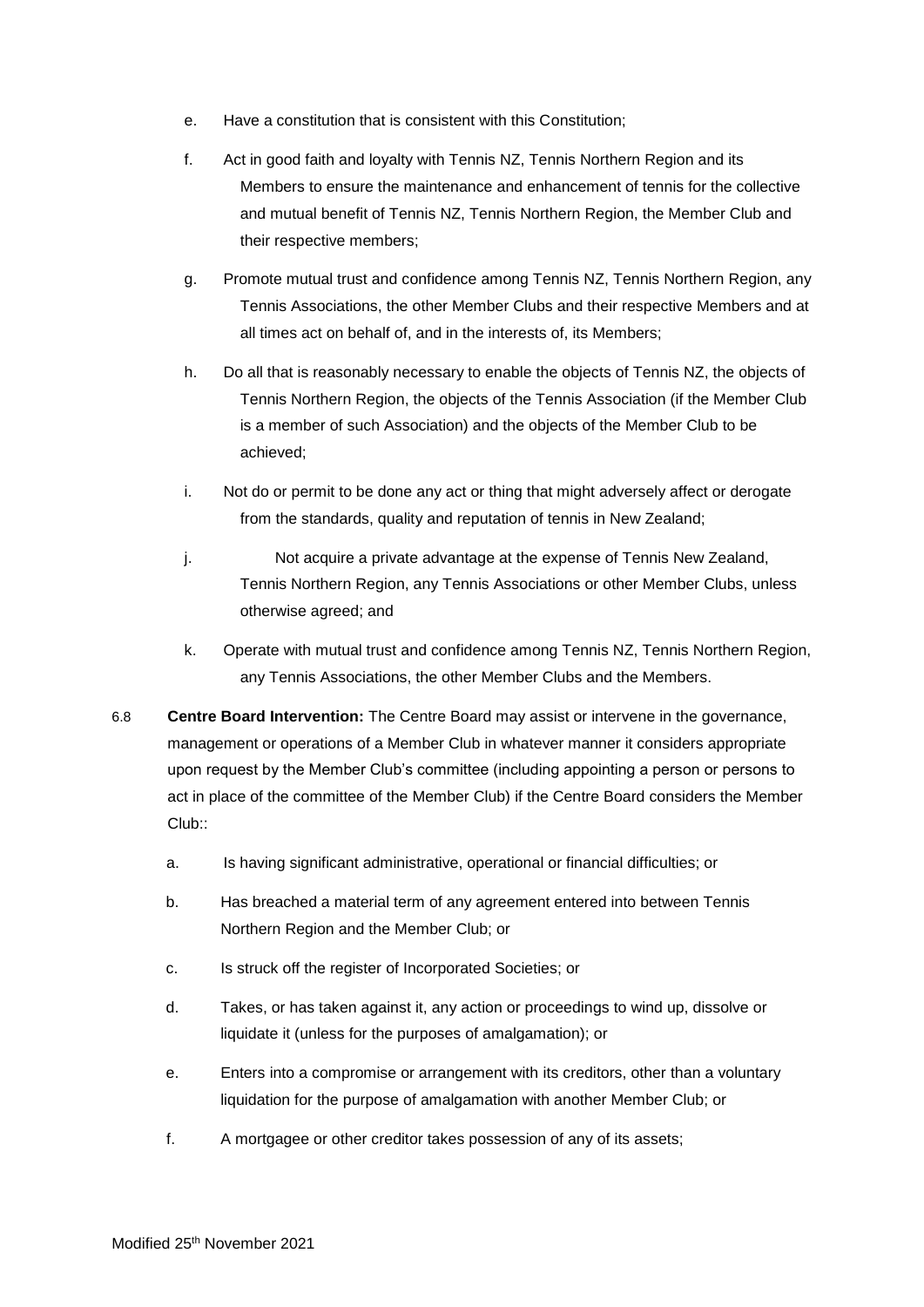e. Have a constitution that is consistent with this Constitution;

f. Act in good faith and loyalty with Tennis NZ, Tennis Northern Region and its Members to ensure the maintenance and enhancement of tennis for the collective and mutual benefit of Tennis NZ, Tennis Northern Region, the Member Club and their respective members;

g. Promote mutual trust and confidence among Tennis NZ, Tennis Northern Region, any Tennis Associations, the other Member Clubs and their respective Members and at all times act on behalf of, and in the interests of, its Members;

h. Do all that is reasonably necessary to enable the objects of Tennis NZ, the objects of Tennis Northern Region, the objects of the Tennis Association (if the Member Club is a member of such Association) and the objects of the Member Club to be achieved;

i. Not do or permit to be done any act or thing that might adversely affect or derogate from the standards, quality and reputation of tennis in New Zealand;

j. Not acquire a private advantage at the expense of Tennis New Zealand, Tennis Northern Region, any Tennis Associations or other Member Clubs, unless otherwise agreed; and

k. Operate with mutual trust and confidence among Tennis NZ, Tennis Northern Region, any Tennis Associations, the other Member Clubs and the Members.

6.8 **Centre Board Intervention:** The Centre Board may assist or intervene in the governance, management or operations of a Member Club in whatever manner it considers appropriate upon request by the Member Club's committee (including appointing a person or persons to act in place of the committee of the Member Club) if the Centre Board considers the Member Club::

a. Is having significant administrative, operational or financial difficulties; or

b. Has breached a material term of any agreement entered into between Tennis Northern Region and the Member Club; or

c. Is struck off the register of Incorporated Societies; or

d. Takes, or has taken against it, any action or proceedings to wind up, dissolve or liquidate it (unless for the purposes of amalgamation); or

e. Enters into a compromise or arrangement with its creditors, other than a voluntary liquidation for the purpose of amalgamation with another Member Club; or

f. A mortgagee or other creditor takes possession of any of its assets;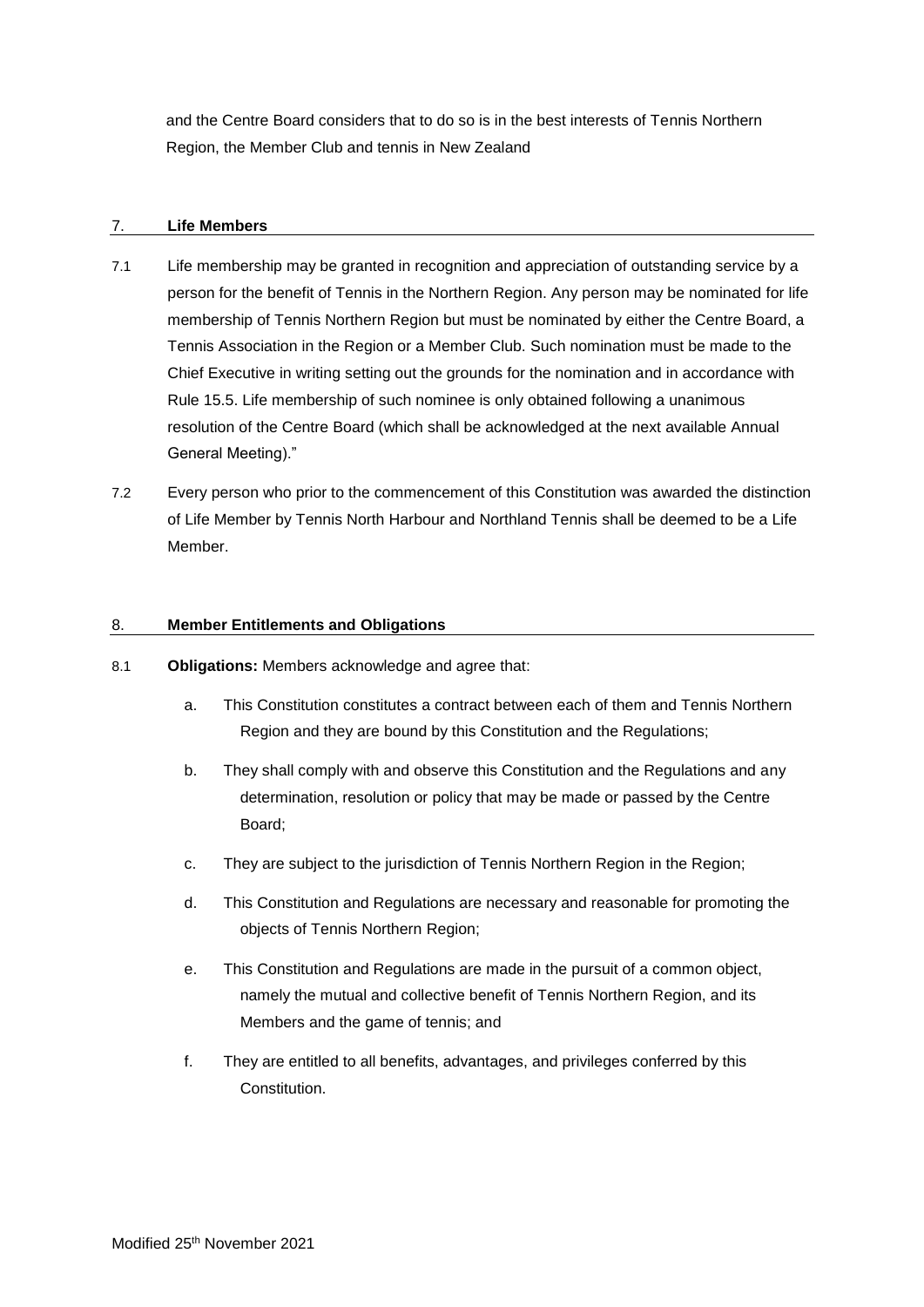and the Centre Board considers that to do so is in the best interests of Tennis Northern Region, the Member Club and tennis in New Zealand

## 7. Life Members

7.1 Life membership may be granted in recognition and appreciation of outstanding service by a person for the benefit of Tennis in the Northern Region. Any person may be nominated for life membership of Tennis Northern Region but must be nominated by either the Centre Board, a Tennis Association in the Region or a Member Club. Such nomination must be made to the Chief Executive in writing setting out the grounds for the nomination and in accordance with Rule 15.5. Life membership of such nominee is only obtained following a unanimous resolution of the Centre Board (which shall be acknowledged at the next available Annual General Meeting)."

7.2 Every person who prior to the commencement of this Constitution was awarded the distinction of Life Member by Tennis North Harbour and Northland Tennis shall be deemed to be a Life Member.

## 8. Member Entitlements and Obligations

8.1 **Obligations:** Members acknowledge and agree that:

a. This Constitution constitutes a contract between each of them and Tennis Northern Region and they are bound by this Constitution and the Regulations;

b. They shall comply with and observe this Constitution and the Regulations and any determination, resolution or policy that may be made or passed by the Centre Board;

c. They are subject to the jurisdiction of Tennis Northern Region in the Region;

d. This Constitution and Regulations are necessary and reasonable for promoting the objects of Tennis Northern Region;

e. This Constitution and Regulations are made in the pursuit of a common object, namely the mutual and collective benefit of Tennis Northern Region, and its Members and the game of tennis; and

f. They are entitled to all benefits, advantages, and privileges conferred by this Constitution.

Modified 25th November 2021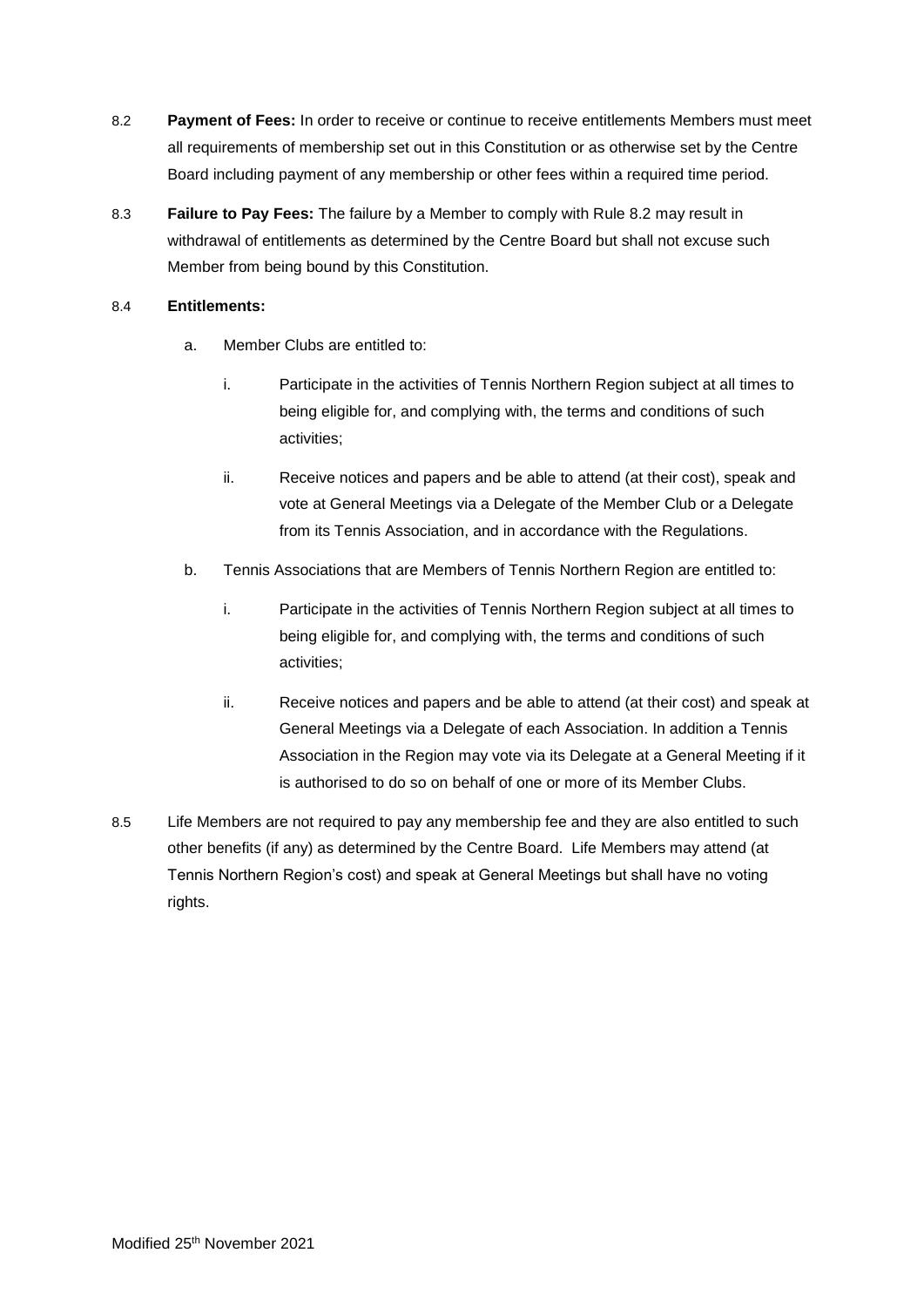8.2 **Payment of Fees:** In order to receive or continue to receive entitlements Members must meet all requirements of membership set out in this Constitution or as otherwise set by the Centre Board including payment of any membership or other fees within a required time period.

8.3 **Failure to Pay Fees:** The failure by a Member to comply with Rule 8.2 may result in withdrawal of entitlements as determined by the Centre Board but shall not excuse such Member from being bound by this Constitution.

8.4 **Entitlements:**

a. Member Clubs are entitled to:

i. Participate in the activities of Tennis Northern Region subject at all times to being eligible for, and complying with, the terms and conditions of such activities;

ii. Receive notices and papers and be able to attend (at their cost), speak and vote at General Meetings via a Delegate of the Member Club or a Delegate from its Tennis Association, and in accordance with the Regulations.

b. Tennis Associations that are Members of Tennis Northern Region are entitled to:

i. Participate in the activities of Tennis Northern Region subject at all times to being eligible for, and complying with, the terms and conditions of such activities;

ii. Receive notices and papers and be able to attend (at their cost) and speak at General Meetings via a Delegate of each Association. In addition a Tennis Association in the Region may vote via its Delegate at a General Meeting if it is authorised to do so on behalf of one or more of its Member Clubs.

8.5 Life Members are not required to pay any membership fee and they are also entitled to such other benefits (if any) as determined by the Centre Board. Life Members may attend (at Tennis Northern Region's cost) and speak at General Meetings but shall have no voting rights.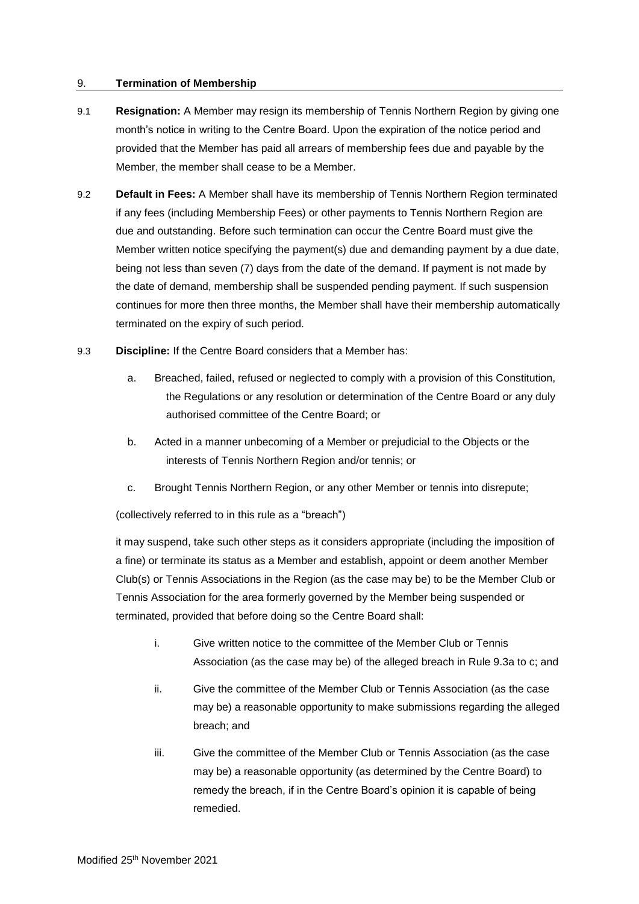## 9. Termination of Membership

9.1 **Resignation:** A Member may resign its membership of Tennis Northern Region by giving one month's notice in writing to the Centre Board. Upon the expiration of the notice period and provided that the Member has paid all arrears of membership fees due and payable by the Member, the member shall cease to be a Member.

9.2 **Default in Fees:** A Member shall have its membership of Tennis Northern Region terminated if any fees (including Membership Fees) or other payments to Tennis Northern Region are due and outstanding. Before such termination can occur the Centre Board must give the Member written notice specifying the payment(s) due and demanding payment by a due date, being not less than seven (7) days from the date of the demand. If payment is not made by the date of demand, membership shall be suspended pending payment. If such suspension continues for more then three months, the Member shall have their membership automatically terminated on the expiry of such period.

9.3 **Discipline:** If the Centre Board considers that a Member has:

a. Breached, failed, refused or neglected to comply with a provision of this Constitution, the Regulations or any resolution or determination of the Centre Board or any duly authorised committee of the Centre Board; or

b. Acted in a manner unbecoming of a Member or prejudicial to the Objects or the interests of Tennis Northern Region and/or tennis; or

c. Brought Tennis Northern Region, or any other Member or tennis into disrepute;

(collectively referred to in this rule as a "breach")

it may suspend, take such other steps as it considers appropriate (including the imposition of a fine) or terminate its status as a Member and establish, appoint or deem another Member Club(s) or Tennis Associations in the Region (as the case may be) to be the Member Club or Tennis Association for the area formerly governed by the Member being suspended or terminated, provided that before doing so the Centre Board shall:

i. Give written notice to the committee of the Member Club or Tennis Association (as the case may be) of the alleged breach in Rule 9.3a to c; and

ii. Give the committee of the Member Club or Tennis Association (as the case may be) a reasonable opportunity to make submissions regarding the alleged breach; and

iii. Give the committee of the Member Club or Tennis Association (as the case may be) a reasonable opportunity (as determined by the Centre Board) to remedy the breach, if in the Centre Board's opinion it is capable of being remedied.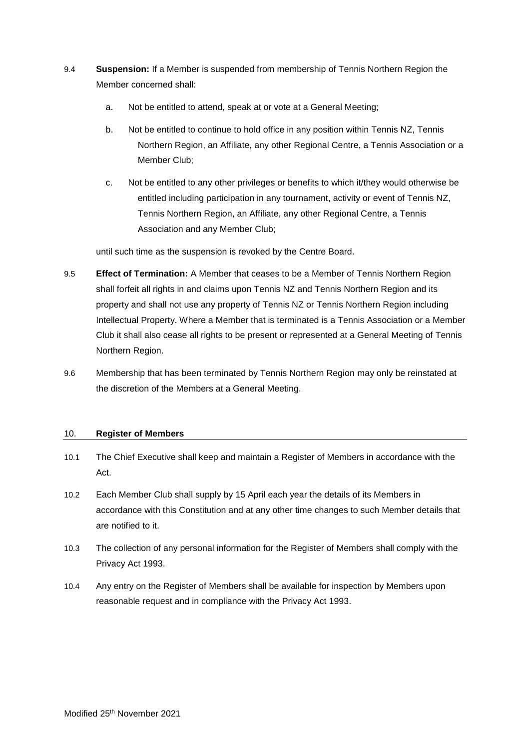9.4 **Suspension:** If a Member is suspended from membership of Tennis Northern Region the Member concerned shall:

a. Not be entitled to attend, speak at or vote at a General Meeting;

b. Not be entitled to continue to hold office in any position within Tennis NZ, Tennis Northern Region, an Affiliate, any other Regional Centre, a Tennis Association or a Member Club;

c. Not be entitled to any other privileges or benefits to which it/they would otherwise be entitled including participation in any tournament, activity or event of Tennis NZ, Tennis Northern Region, an Affiliate, any other Regional Centre, a Tennis Association and any Member Club;

until such time as the suspension is revoked by the Centre Board.

9.5 **Effect of Termination:** A Member that ceases to be a Member of Tennis Northern Region shall forfeit all rights in and claims upon Tennis NZ and Tennis Northern Region and its property and shall not use any property of Tennis NZ or Tennis Northern Region including Intellectual Property. Where a Member that is terminated is a Tennis Association or a Member Club it shall also cease all rights to be present or represented at a General Meeting of Tennis Northern Region.

9.6 Membership that has been terminated by Tennis Northern Region may only be reinstated at the discretion of the Members at a General Meeting.

## 10. Register of Members

10.1 The Chief Executive shall keep and maintain a Register of Members in accordance with the Act.

10.2 Each Member Club shall supply by 15 April each year the details of its Members in accordance with this Constitution and at any other time changes to such Member details that are notified to it.

10.3 The collection of any personal information for the Register of Members shall comply with the Privacy Act 1993.

10.4 Any entry on the Register of Members shall be available for inspection by Members upon reasonable request and in compliance with the Privacy Act 1993.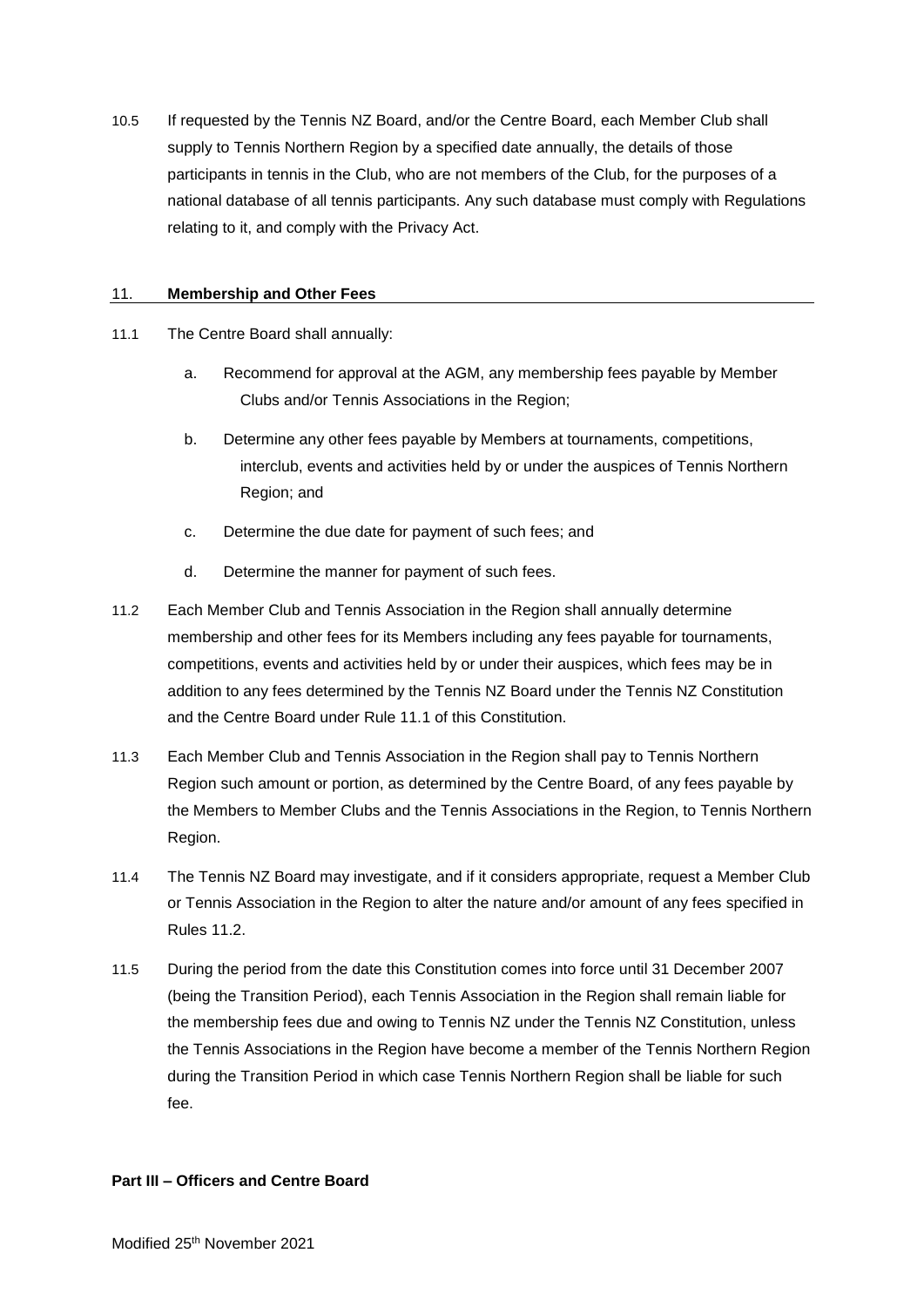10.5 If requested by the Tennis NZ Board, and/or the Centre Board, each Member Club shall supply to Tennis Northern Region by a specified date annually, the details of those participants in tennis in the Club, who are not members of the Club, for the purposes of a national database of all tennis participants. Any such database must comply with Regulations relating to it, and comply with the Privacy Act.

## 11. Membership and Other Fees

11.1 The Centre Board shall annually:

a. Recommend for approval at the AGM, any membership fees payable by Member Clubs and/or Tennis Associations in the Region;

b. Determine any other fees payable by Members at tournaments, competitions, interclub, events and activities held by or under the auspices of Tennis Northern Region; and

c. Determine the due date for payment of such fees; and

d. Determine the manner for payment of such fees.

11.2 Each Member Club and Tennis Association in the Region shall annually determine membership and other fees for its Members including any fees payable for tournaments, competitions, events and activities held by or under their auspices, which fees may be in addition to any fees determined by the Tennis NZ Board under the Tennis NZ Constitution and the Centre Board under Rule 11.1 of this Constitution.

11.3 Each Member Club and Tennis Association in the Region shall pay to Tennis Northern Region such amount or portion, as determined by the Centre Board, of any fees payable by the Members to Member Clubs and the Tennis Associations in the Region, to Tennis Northern Region.

11.4 The Tennis NZ Board may investigate, and if it considers appropriate, request a Member Club or Tennis Association in the Region to alter the nature and/or amount of any fees specified in Rules 11.2.

11.5 During the period from the date this Constitution comes into force until 31 December 2007 (being the Transition Period), each Tennis Association in the Region shall remain liable for the membership fees due and owing to Tennis NZ under the Tennis NZ Constitution, unless the Tennis Associations in the Region have become a member of the Tennis Northern Region during the Transition Period in which case Tennis Northern Region shall be liable for such fee.

## Part III – Officers and Centre Board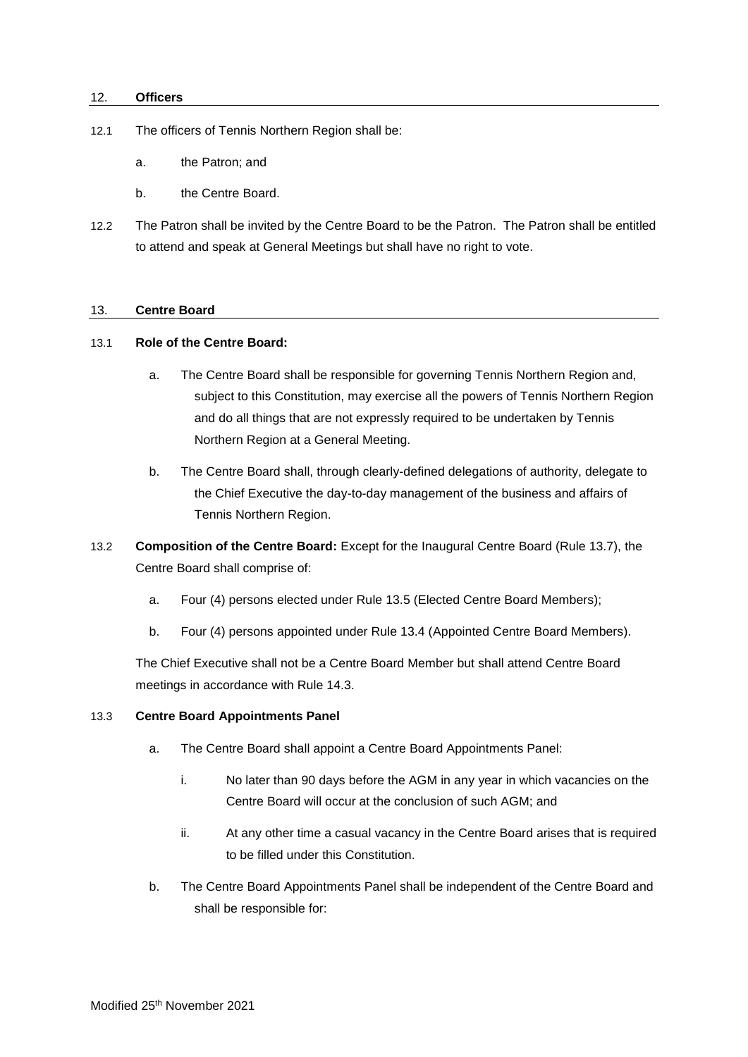## 12. Officers

12.1 The officers of Tennis Northern Region shall be:

a. the Patron; and

b. the Centre Board.

12.2 The Patron shall be invited by the Centre Board to be the Patron. The Patron shall be entitled to attend and speak at General Meetings but shall have no right to vote.

## 13. Centre Board

13.1 **Role of the Centre Board:**

a. The Centre Board shall be responsible for governing Tennis Northern Region and, subject to this Constitution, may exercise all the powers of Tennis Northern Region and do all things that are not expressly required to be undertaken by Tennis Northern Region at a General Meeting.

b. The Centre Board shall, through clearly-defined delegations of authority, delegate to the Chief Executive the day-to-day management of the business and affairs of Tennis Northern Region.

13.2 **Composition of the Centre Board:** Except for the Inaugural Centre Board (Rule 13.7), the Centre Board shall comprise of:

a. Four (4) persons elected under Rule 13.5 (Elected Centre Board Members);

b. Four (4) persons appointed under Rule 13.4 (Appointed Centre Board Members).

The Chief Executive shall not be a Centre Board Member but shall attend Centre Board meetings in accordance with Rule 14.3.

13.3 **Centre Board Appointments Panel**

a. The Centre Board shall appoint a Centre Board Appointments Panel:

i. No later than 90 days before the AGM in any year in which vacancies on the Centre Board will occur at the conclusion of such AGM; and

ii. At any other time a casual vacancy in the Centre Board arises that is required to be filled under this Constitution.

b. The Centre Board Appointments Panel shall be independent of the Centre Board and shall be responsible for:

Modified 25th November 2021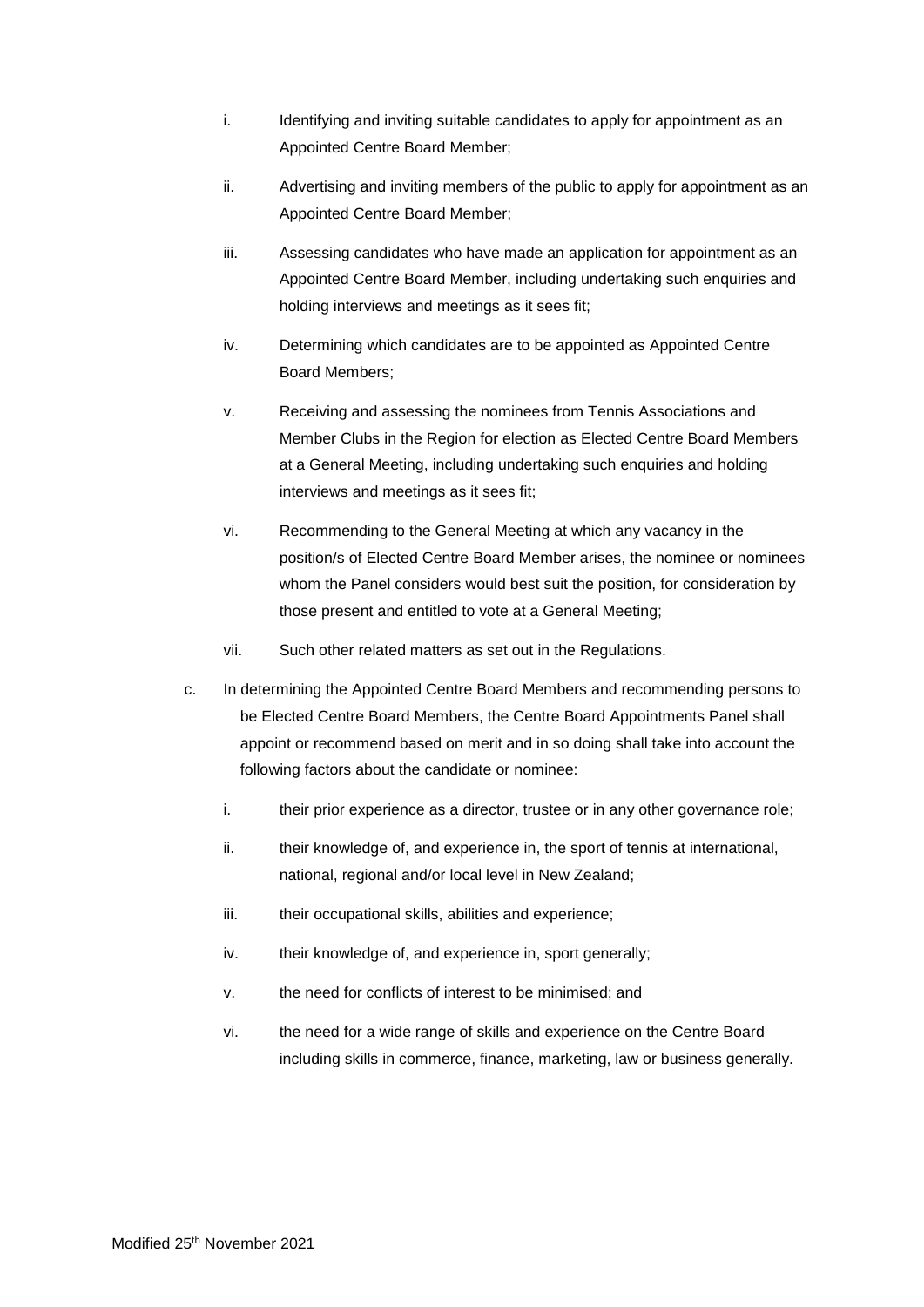i. Identifying and inviting suitable candidates to apply for appointment as an Appointed Centre Board Member;

ii. Advertising and inviting members of the public to apply for appointment as an Appointed Centre Board Member;

iii. Assessing candidates who have made an application for appointment as an Appointed Centre Board Member, including undertaking such enquiries and holding interviews and meetings as it sees fit;

iv. Determining which candidates are to be appointed as Appointed Centre Board Members;

v. Receiving and assessing the nominees from Tennis Associations and Member Clubs in the Region for election as Elected Centre Board Members at a General Meeting, including undertaking such enquiries and holding interviews and meetings as it sees fit;

vi. Recommending to the General Meeting at which any vacancy in the position/s of Elected Centre Board Member arises, the nominee or nominees whom the Panel considers would best suit the position, for consideration by those present and entitled to vote at a General Meeting;

vii. Such other related matters as set out in the Regulations.

c. In determining the Appointed Centre Board Members and recommending persons to be Elected Centre Board Members, the Centre Board Appointments Panel shall appoint or recommend based on merit and in so doing shall take into account the following factors about the candidate or nominee:

i. their prior experience as a director, trustee or in any other governance role;

ii. their knowledge of, and experience in, the sport of tennis at international, national, regional and/or local level in New Zealand;

iii. their occupational skills, abilities and experience;

iv. their knowledge of, and experience in, sport generally;

v. the need for conflicts of interest to be minimised; and

vi. the need for a wide range of skills and experience on the Centre Board including skills in commerce, finance, marketing, law or business generally.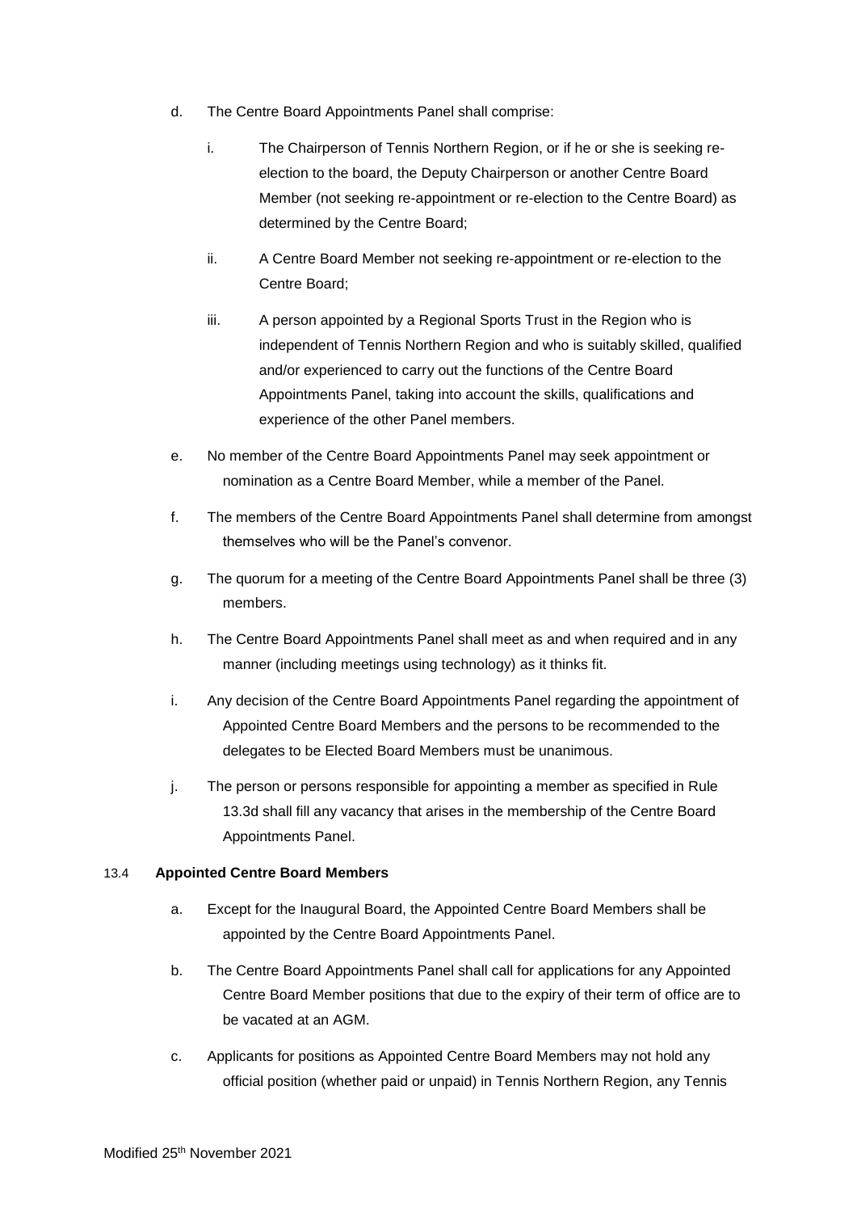d. The Centre Board Appointments Panel shall comprise:

   i. The Chairperson of Tennis Northern Region, or if he or she is seeking re-election to the board, the Deputy Chairperson or another Centre Board Member (not seeking re-appointment or re-election to the Centre Board) as determined by the Centre Board;

   ii. A Centre Board Member not seeking re-appointment or re-election to the Centre Board;

   iii. A person appointed by a Regional Sports Trust in the Region who is independent of Tennis Northern Region and who is suitably skilled, qualified and/or experienced to carry out the functions of the Centre Board Appointments Panel, taking into account the skills, qualifications and experience of the other Panel members.

e. No member of the Centre Board Appointments Panel may seek appointment or nomination as a Centre Board Member, while a member of the Panel.

f. The members of the Centre Board Appointments Panel shall determine from amongst themselves who will be the Panel's convenor.

g. The quorum for a meeting of the Centre Board Appointments Panel shall be three (3) members.

h. The Centre Board Appointments Panel shall meet as and when required and in any manner (including meetings using technology) as it thinks fit.

i. Any decision of the Centre Board Appointments Panel regarding the appointment of Appointed Centre Board Members and the persons to be recommended to the delegates to be Elected Board Members must be unanimous.

j. The person or persons responsible for appointing a member as specified in Rule 13.3d shall fill any vacancy that arises in the membership of the Centre Board Appointments Panel.

13.4 **Appointed Centre Board Members**

a. Except for the Inaugural Board, the Appointed Centre Board Members shall be appointed by the Centre Board Appointments Panel.

b. The Centre Board Appointments Panel shall call for applications for any Appointed Centre Board Member positions that due to the expiry of their term of office are to be vacated at an AGM.

c. Applicants for positions as Appointed Centre Board Members may not hold any official position (whether paid or unpaid) in Tennis Northern Region, any Tennis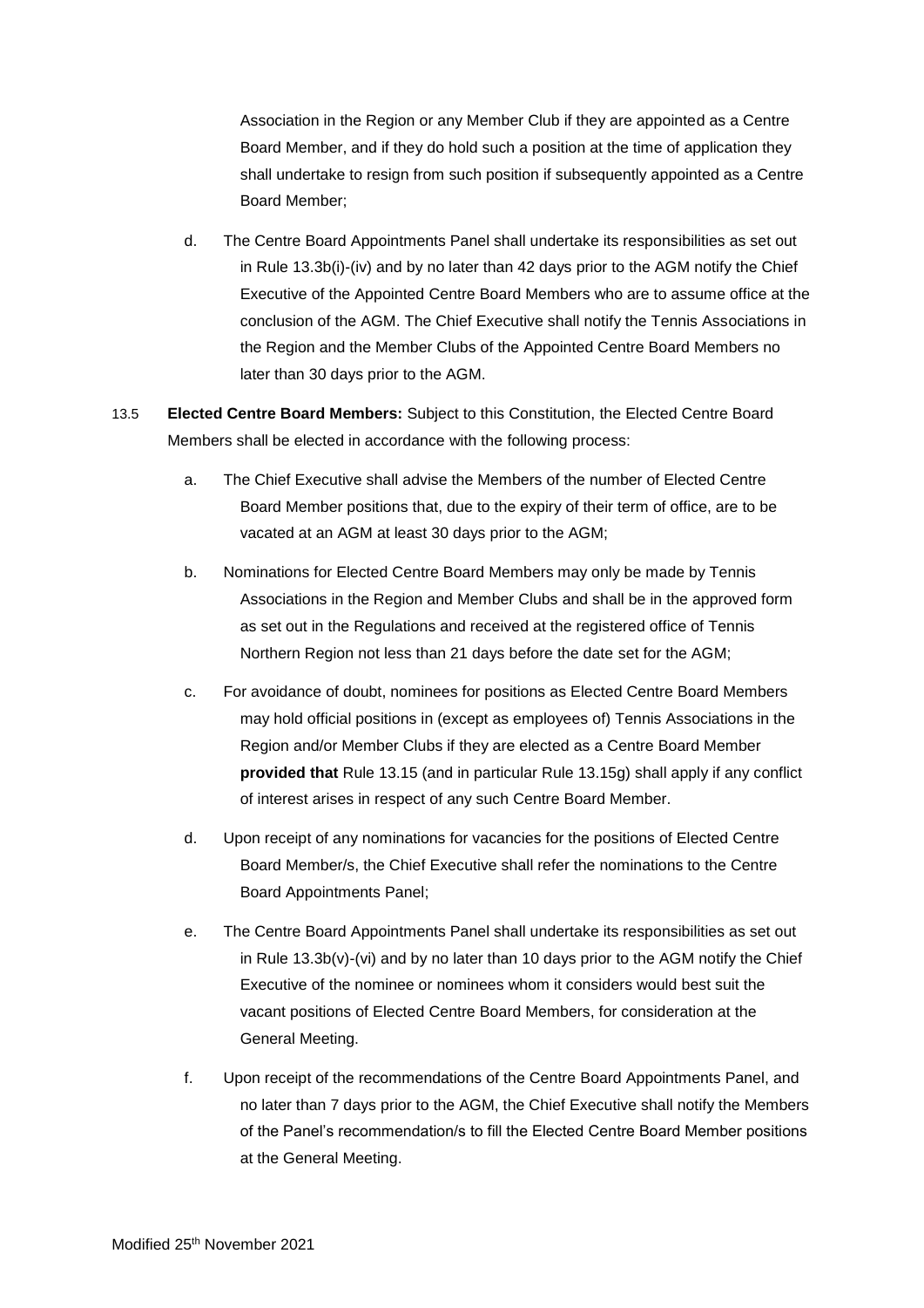Association in the Region or any Member Club if they are appointed as a Centre Board Member, and if they do hold such a position at the time of application they shall undertake to resign from such position if subsequently appointed as a Centre Board Member;

d. The Centre Board Appointments Panel shall undertake its responsibilities as set out in Rule 13.3b(i)-(iv) and by no later than 42 days prior to the AGM notify the Chief Executive of the Appointed Centre Board Members who are to assume office at the conclusion of the AGM. The Chief Executive shall notify the Tennis Associations in the Region and the Member Clubs of the Appointed Centre Board Members no later than 30 days prior to the AGM.

13.5 **Elected Centre Board Members:** Subject to this Constitution, the Elected Centre Board Members shall be elected in accordance with the following process:

a. The Chief Executive shall advise the Members of the number of Elected Centre Board Member positions that, due to the expiry of their term of office, are to be vacated at an AGM at least 30 days prior to the AGM;

b. Nominations for Elected Centre Board Members may only be made by Tennis Associations in the Region and Member Clubs and shall be in the approved form as set out in the Regulations and received at the registered office of Tennis Northern Region not less than 21 days before the date set for the AGM;

c. For avoidance of doubt, nominees for positions as Elected Centre Board Members may hold official positions in (except as employees of) Tennis Associations in the Region and/or Member Clubs if they are elected as a Centre Board Member **provided that** Rule 13.15 (and in particular Rule 13.15g) shall apply if any conflict of interest arises in respect of any such Centre Board Member.

d. Upon receipt of any nominations for vacancies for the positions of Elected Centre Board Member/s, the Chief Executive shall refer the nominations to the Centre Board Appointments Panel;

e. The Centre Board Appointments Panel shall undertake its responsibilities as set out in Rule 13.3b(v)-(vi) and by no later than 10 days prior to the AGM notify the Chief Executive of the nominee or nominees whom it considers would best suit the vacant positions of Elected Centre Board Members, for consideration at the General Meeting.

f. Upon receipt of the recommendations of the Centre Board Appointments Panel, and no later than 7 days prior to the AGM, the Chief Executive shall notify the Members of the Panel's recommendation/s to fill the Elected Centre Board Member positions at the General Meeting.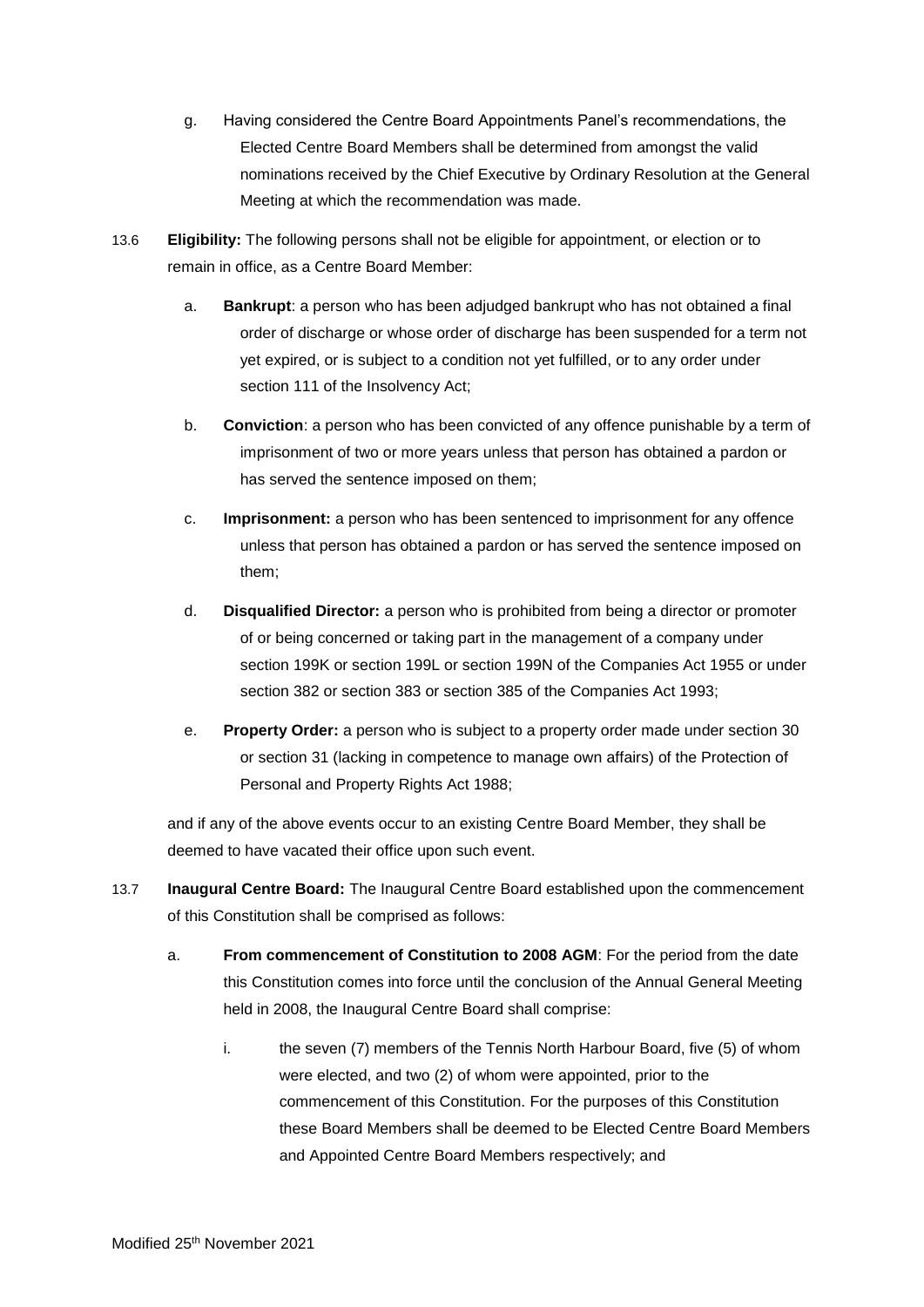g. Having considered the Centre Board Appointments Panel's recommendations, the Elected Centre Board Members shall be determined from amongst the valid nominations received by the Chief Executive by Ordinary Resolution at the General Meeting at which the recommendation was made.

13.6 **Eligibility:** The following persons shall not be eligible for appointment, or election or to remain in office, as a Centre Board Member:

a. **Bankrupt**: a person who has been adjudged bankrupt who has not obtained a final order of discharge or whose order of discharge has been suspended for a term not yet expired, or is subject to a condition not yet fulfilled, or to any order under section 111 of the Insolvency Act;

b. **Conviction**: a person who has been convicted of any offence punishable by a term of imprisonment of two or more years unless that person has obtained a pardon or has served the sentence imposed on them;

c. **Imprisonment:** a person who has been sentenced to imprisonment for any offence unless that person has obtained a pardon or has served the sentence imposed on them;

d. **Disqualified Director:** a person who is prohibited from being a director or promoter of or being concerned or taking part in the management of a company under section 199K or section 199L or section 199N of the Companies Act 1955 or under section 382 or section 383 or section 385 of the Companies Act 1993;

e. **Property Order:** a person who is subject to a property order made under section 30 or section 31 (lacking in competence to manage own affairs) of the Protection of Personal and Property Rights Act 1988;

and if any of the above events occur to an existing Centre Board Member, they shall be deemed to have vacated their office upon such event.

13.7 **Inaugural Centre Board:** The Inaugural Centre Board established upon the commencement of this Constitution shall be comprised as follows:

a. **From commencement of Constitution to 2008 AGM**: For the period from the date this Constitution comes into force until the conclusion of the Annual General Meeting held in 2008, the Inaugural Centre Board shall comprise:

i. the seven (7) members of the Tennis North Harbour Board, five (5) of whom were elected, and two (2) of whom were appointed, prior to the commencement of this Constitution. For the purposes of this Constitution these Board Members shall be deemed to be Elected Centre Board Members and Appointed Centre Board Members respectively; and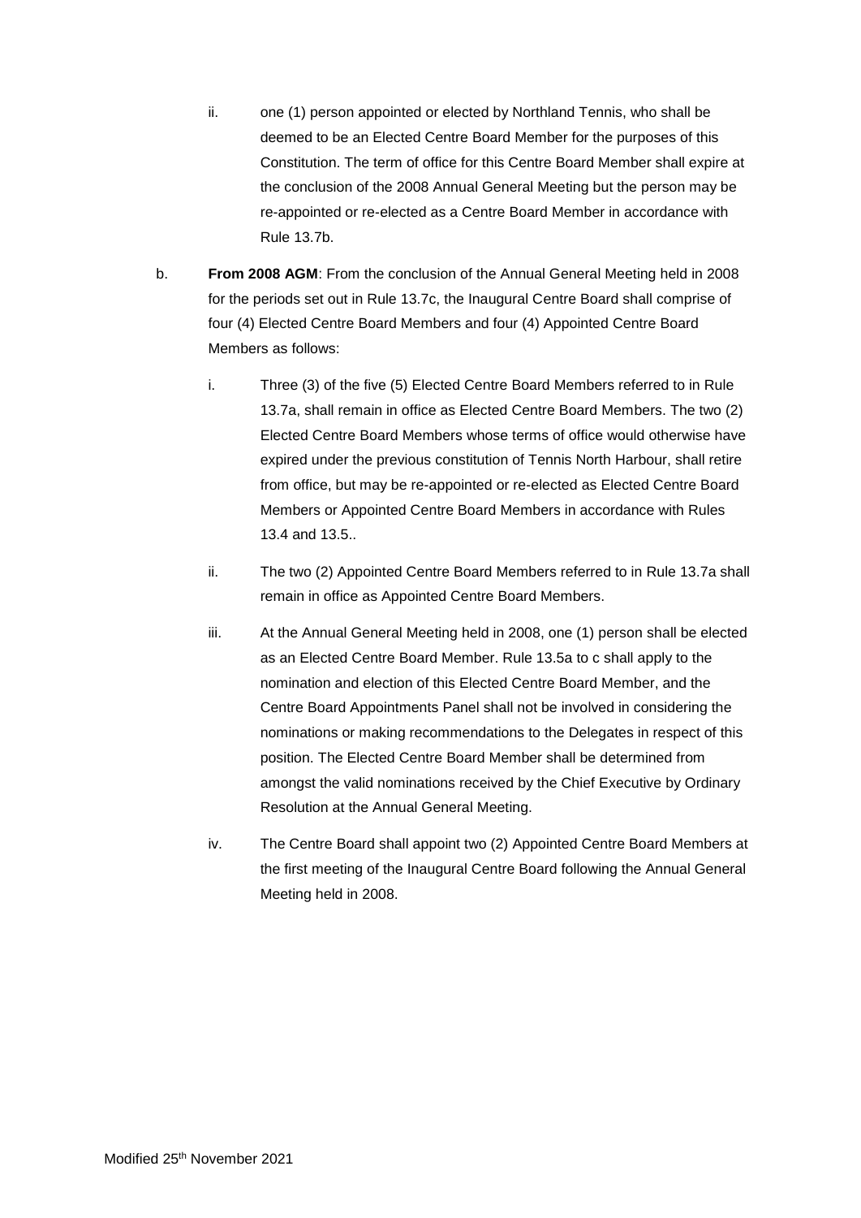ii. one (1) person appointed or elected by Northland Tennis, who shall be deemed to be an Elected Centre Board Member for the purposes of this Constitution. The term of office for this Centre Board Member shall expire at the conclusion of the 2008 Annual General Meeting but the person may be re-appointed or re-elected as a Centre Board Member in accordance with Rule 13.7b.

b. **From 2008 AGM**: From the conclusion of the Annual General Meeting held in 2008 for the periods set out in Rule 13.7c, the Inaugural Centre Board shall comprise of four (4) Elected Centre Board Members and four (4) Appointed Centre Board Members as follows:

  i. Three (3) of the five (5) Elected Centre Board Members referred to in Rule 13.7a, shall remain in office as Elected Centre Board Members. The two (2) Elected Centre Board Members whose terms of office would otherwise have expired under the previous constitution of Tennis North Harbour, shall retire from office, but may be re-appointed or re-elected as Elected Centre Board Members or Appointed Centre Board Members in accordance with Rules 13.4 and 13.5..

  ii. The two (2) Appointed Centre Board Members referred to in Rule 13.7a shall remain in office as Appointed Centre Board Members.

  iii. At the Annual General Meeting held in 2008, one (1) person shall be elected as an Elected Centre Board Member. Rule 13.5a to c shall apply to the nomination and election of this Elected Centre Board Member, and the Centre Board Appointments Panel shall not be involved in considering the nominations or making recommendations to the Delegates in respect of this position. The Elected Centre Board Member shall be determined from amongst the valid nominations received by the Chief Executive by Ordinary Resolution at the Annual General Meeting.

  iv. The Centre Board shall appoint two (2) Appointed Centre Board Members at the first meeting of the Inaugural Centre Board following the Annual General Meeting held in 2008.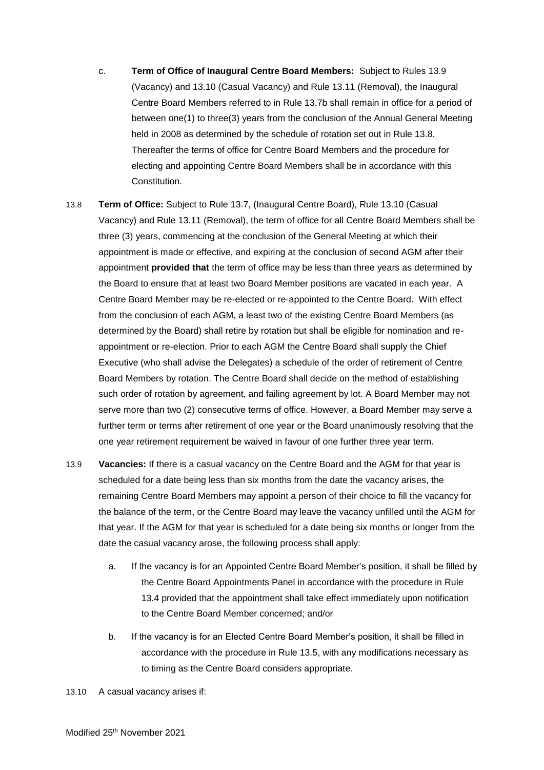c. **Term of Office of Inaugural Centre Board Members:** Subject to Rules 13.9 (Vacancy) and 13.10 (Casual Vacancy) and Rule 13.11 (Removal), the Inaugural Centre Board Members referred to in Rule 13.7b shall remain in office for a period of between one(1) to three(3) years from the conclusion of the Annual General Meeting held in 2008 as determined by the schedule of rotation set out in Rule 13.8. Thereafter the terms of office for Centre Board Members and the procedure for electing and appointing Centre Board Members shall be in accordance with this Constitution.

13.8 **Term of Office:** Subject to Rule 13.7, (Inaugural Centre Board), Rule 13.10 (Casual Vacancy) and Rule 13.11 (Removal), the term of office for all Centre Board Members shall be three (3) years, commencing at the conclusion of the General Meeting at which their appointment is made or effective, and expiring at the conclusion of second AGM after their appointment **provided that** the term of office may be less than three years as determined by the Board to ensure that at least two Board Member positions are vacated in each year. A Centre Board Member may be re-elected or re-appointed to the Centre Board. With effect from the conclusion of each AGM, a least two of the existing Centre Board Members (as determined by the Board) shall retire by rotation but shall be eligible for nomination and re-appointment or re-election. Prior to each AGM the Centre Board shall supply the Chief Executive (who shall advise the Delegates) a schedule of the order of retirement of Centre Board Members by rotation. The Centre Board shall decide on the method of establishing such order of rotation by agreement, and failing agreement by lot. A Board Member may not serve more than two (2) consecutive terms of office. However, a Board Member may serve a further term or terms after retirement of one year or the Board unanimously resolving that the one year retirement requirement be waived in favour of one further three year term.

13.9 **Vacancies:** If there is a casual vacancy on the Centre Board and the AGM for that year is scheduled for a date being less than six months from the date the vacancy arises, the remaining Centre Board Members may appoint a person of their choice to fill the vacancy for the balance of the term, or the Centre Board may leave the vacancy unfilled until the AGM for that year. If the AGM for that year is scheduled for a date being six months or longer from the date the casual vacancy arose, the following process shall apply:

a. If the vacancy is for an Appointed Centre Board Member's position, it shall be filled by the Centre Board Appointments Panel in accordance with the procedure in Rule 13.4 provided that the appointment shall take effect immediately upon notification to the Centre Board Member concerned; and/or

b. If the vacancy is for an Elected Centre Board Member's position, it shall be filled in accordance with the procedure in Rule 13.5, with any modifications necessary as to timing as the Centre Board considers appropriate.

13.10 A casual vacancy arises if:

Modified 25th November 2021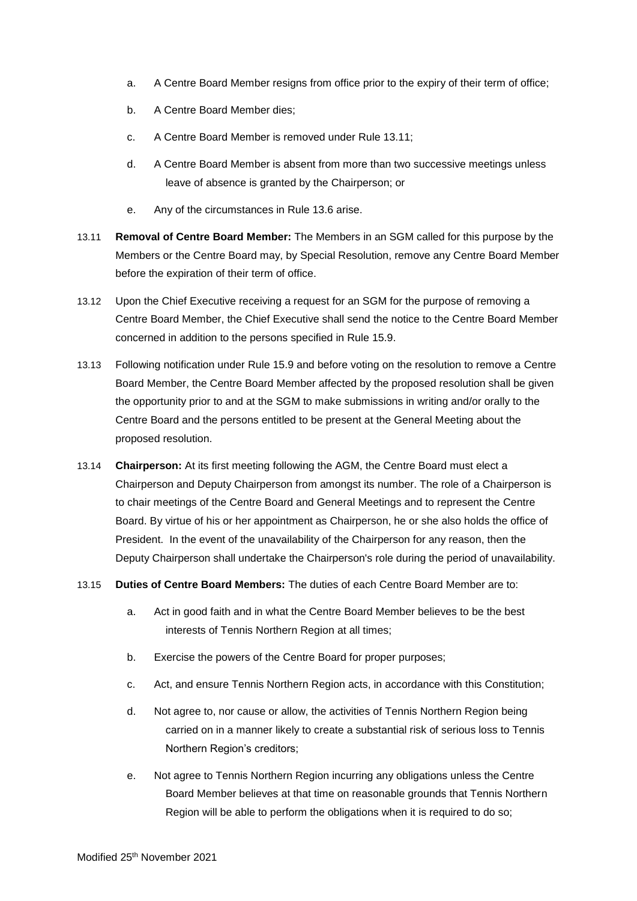a. A Centre Board Member resigns from office prior to the expiry of their term of office;

b. A Centre Board Member dies;

c. A Centre Board Member is removed under Rule 13.11;

d. A Centre Board Member is absent from more than two successive meetings unless leave of absence is granted by the Chairperson; or

e. Any of the circumstances in Rule 13.6 arise.

13.11 **Removal of Centre Board Member:** The Members in an SGM called for this purpose by the Members or the Centre Board may, by Special Resolution, remove any Centre Board Member before the expiration of their term of office.

13.12 Upon the Chief Executive receiving a request for an SGM for the purpose of removing a Centre Board Member, the Chief Executive shall send the notice to the Centre Board Member concerned in addition to the persons specified in Rule 15.9.

13.13 Following notification under Rule 15.9 and before voting on the resolution to remove a Centre Board Member, the Centre Board Member affected by the proposed resolution shall be given the opportunity prior to and at the SGM to make submissions in writing and/or orally to the Centre Board and the persons entitled to be present at the General Meeting about the proposed resolution.

13.14 **Chairperson:** At its first meeting following the AGM, the Centre Board must elect a Chairperson and Deputy Chairperson from amongst its number. The role of a Chairperson is to chair meetings of the Centre Board and General Meetings and to represent the Centre Board. By virtue of his or her appointment as Chairperson, he or she also holds the office of President. In the event of the unavailability of the Chairperson for any reason, then the Deputy Chairperson shall undertake the Chairperson's role during the period of unavailability.

13.15 **Duties of Centre Board Members:** The duties of each Centre Board Member are to:

a. Act in good faith and in what the Centre Board Member believes to be the best interests of Tennis Northern Region at all times;

b. Exercise the powers of the Centre Board for proper purposes;

c. Act, and ensure Tennis Northern Region acts, in accordance with this Constitution;

d. Not agree to, nor cause or allow, the activities of Tennis Northern Region being carried on in a manner likely to create a substantial risk of serious loss to Tennis Northern Region's creditors;

e. Not agree to Tennis Northern Region incurring any obligations unless the Centre Board Member believes at that time on reasonable grounds that Tennis Northern Region will be able to perform the obligations when it is required to do so;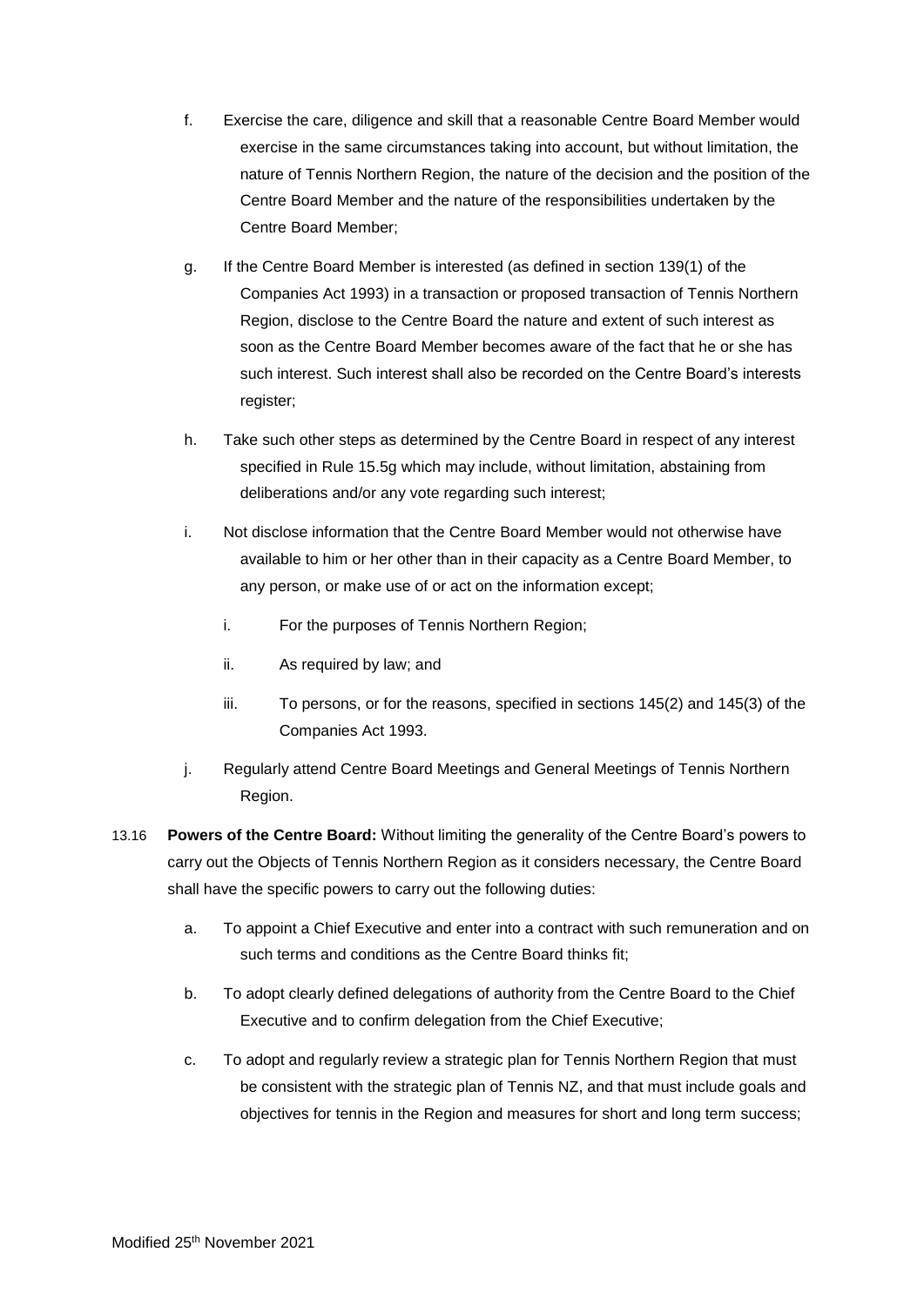f. Exercise the care, diligence and skill that a reasonable Centre Board Member would exercise in the same circumstances taking into account, but without limitation, the nature of Tennis Northern Region, the nature of the decision and the position of the Centre Board Member and the nature of the responsibilities undertaken by the Centre Board Member;

g. If the Centre Board Member is interested (as defined in section 139(1) of the Companies Act 1993) in a transaction or proposed transaction of Tennis Northern Region, disclose to the Centre Board the nature and extent of such interest as soon as the Centre Board Member becomes aware of the fact that he or she has such interest. Such interest shall also be recorded on the Centre Board's interests register;

h. Take such other steps as determined by the Centre Board in respect of any interest specified in Rule 15.5g which may include, without limitation, abstaining from deliberations and/or any vote regarding such interest;

i. Not disclose information that the Centre Board Member would not otherwise have available to him or her other than in their capacity as a Centre Board Member, to any person, or make use of or act on the information except;

   i. For the purposes of Tennis Northern Region;

   ii. As required by law; and

   iii. To persons, or for the reasons, specified in sections 145(2) and 145(3) of the Companies Act 1993.

j. Regularly attend Centre Board Meetings and General Meetings of Tennis Northern Region.

13.16 **Powers of the Centre Board:** Without limiting the generality of the Centre Board's powers to carry out the Objects of Tennis Northern Region as it considers necessary, the Centre Board shall have the specific powers to carry out the following duties:

a. To appoint a Chief Executive and enter into a contract with such remuneration and on such terms and conditions as the Centre Board thinks fit;

b. To adopt clearly defined delegations of authority from the Centre Board to the Chief Executive and to confirm delegation from the Chief Executive;

c. To adopt and regularly review a strategic plan for Tennis Northern Region that must be consistent with the strategic plan of Tennis NZ, and that must include goals and objectives for tennis in the Region and measures for short and long term success;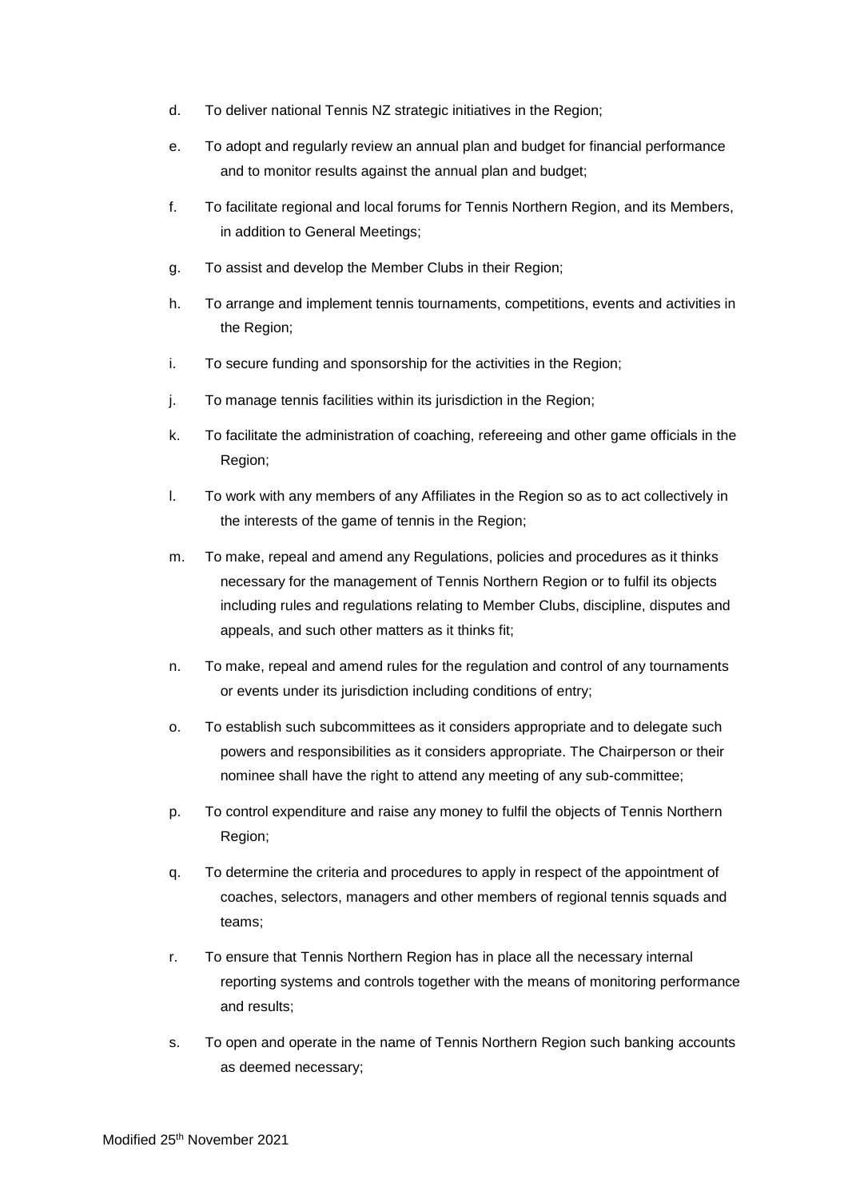d. To deliver national Tennis NZ strategic initiatives in the Region;

e. To adopt and regularly review an annual plan and budget for financial performance and to monitor results against the annual plan and budget;

f. To facilitate regional and local forums for Tennis Northern Region, and its Members, in addition to General Meetings;

g. To assist and develop the Member Clubs in their Region;

h. To arrange and implement tennis tournaments, competitions, events and activities in the Region;

i. To secure funding and sponsorship for the activities in the Region;

j. To manage tennis facilities within its jurisdiction in the Region;

k. To facilitate the administration of coaching, refereeing and other game officials in the Region;

l. To work with any members of any Affiliates in the Region so as to act collectively in the interests of the game of tennis in the Region;

m. To make, repeal and amend any Regulations, policies and procedures as it thinks necessary for the management of Tennis Northern Region or to fulfil its objects including rules and regulations relating to Member Clubs, discipline, disputes and appeals, and such other matters as it thinks fit;

n. To make, repeal and amend rules for the regulation and control of any tournaments or events under its jurisdiction including conditions of entry;

o. To establish such subcommittees as it considers appropriate and to delegate such powers and responsibilities as it considers appropriate. The Chairperson or their nominee shall have the right to attend any meeting of any sub-committee;

p. To control expenditure and raise any money to fulfil the objects of Tennis Northern Region;

q. To determine the criteria and procedures to apply in respect of the appointment of coaches, selectors, managers and other members of regional tennis squads and teams;

r. To ensure that Tennis Northern Region has in place all the necessary internal reporting systems and controls together with the means of monitoring performance and results;

s. To open and operate in the name of Tennis Northern Region such banking accounts as deemed necessary;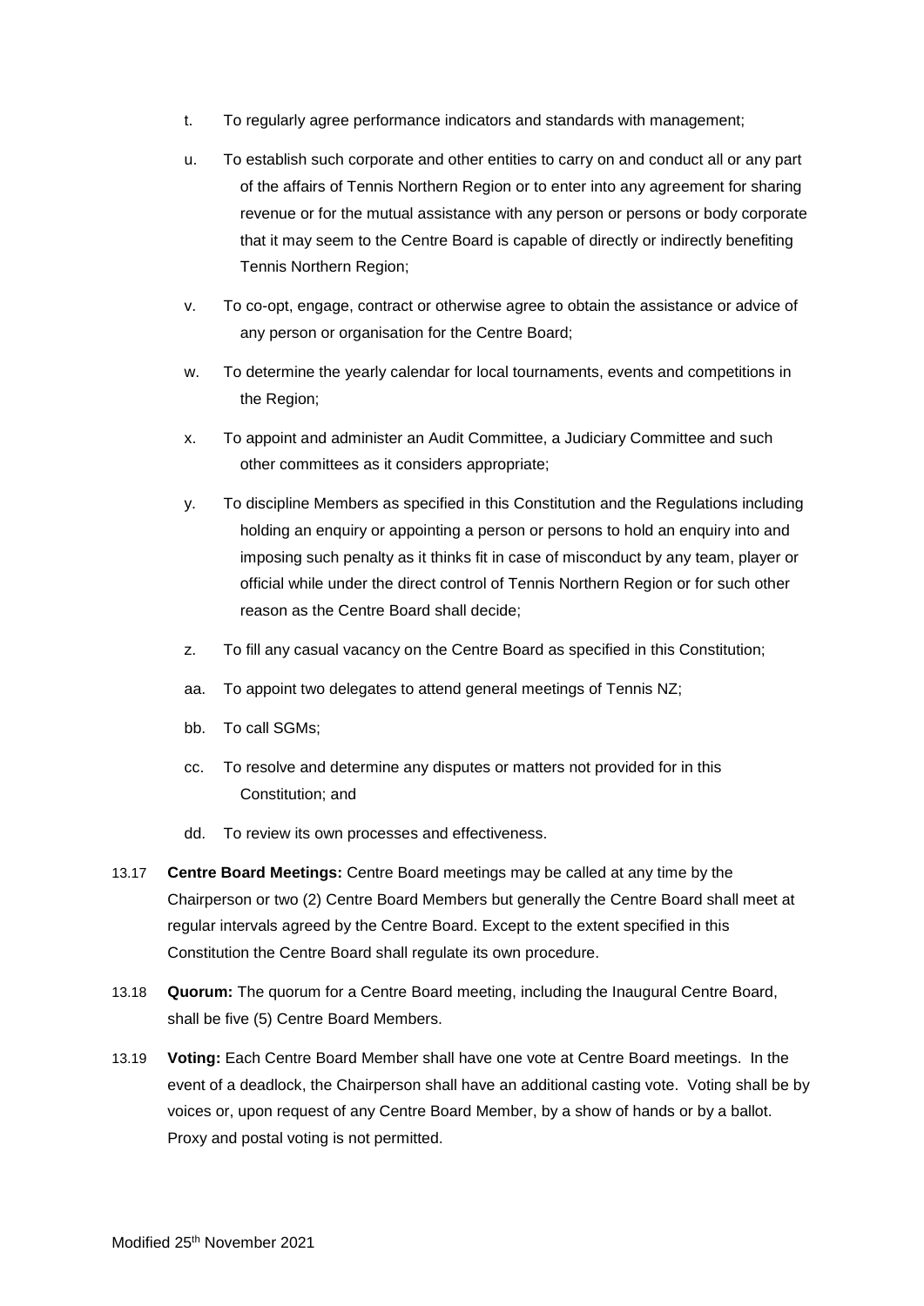t. To regularly agree performance indicators and standards with management;

u. To establish such corporate and other entities to carry on and conduct all or any part of the affairs of Tennis Northern Region or to enter into any agreement for sharing revenue or for the mutual assistance with any person or persons or body corporate that it may seem to the Centre Board is capable of directly or indirectly benefiting Tennis Northern Region;

v. To co-opt, engage, contract or otherwise agree to obtain the assistance or advice of any person or organisation for the Centre Board;

w. To determine the yearly calendar for local tournaments, events and competitions in the Region;

x. To appoint and administer an Audit Committee, a Judiciary Committee and such other committees as it considers appropriate;

y. To discipline Members as specified in this Constitution and the Regulations including holding an enquiry or appointing a person or persons to hold an enquiry into and imposing such penalty as it thinks fit in case of misconduct by any team, player or official while under the direct control of Tennis Northern Region or for such other reason as the Centre Board shall decide;

z. To fill any casual vacancy on the Centre Board as specified in this Constitution;

aa. To appoint two delegates to attend general meetings of Tennis NZ;

bb. To call SGMs;

cc. To resolve and determine any disputes or matters not provided for in this Constitution; and

dd. To review its own processes and effectiveness.

13.17 **Centre Board Meetings:** Centre Board meetings may be called at any time by the Chairperson or two (2) Centre Board Members but generally the Centre Board shall meet at regular intervals agreed by the Centre Board. Except to the extent specified in this Constitution the Centre Board shall regulate its own procedure.

13.18 **Quorum:** The quorum for a Centre Board meeting, including the Inaugural Centre Board, shall be five (5) Centre Board Members.

13.19 **Voting:** Each Centre Board Member shall have one vote at Centre Board meetings. In the event of a deadlock, the Chairperson shall have an additional casting vote. Voting shall be by voices or, upon request of any Centre Board Member, by a show of hands or by a ballot. Proxy and postal voting is not permitted.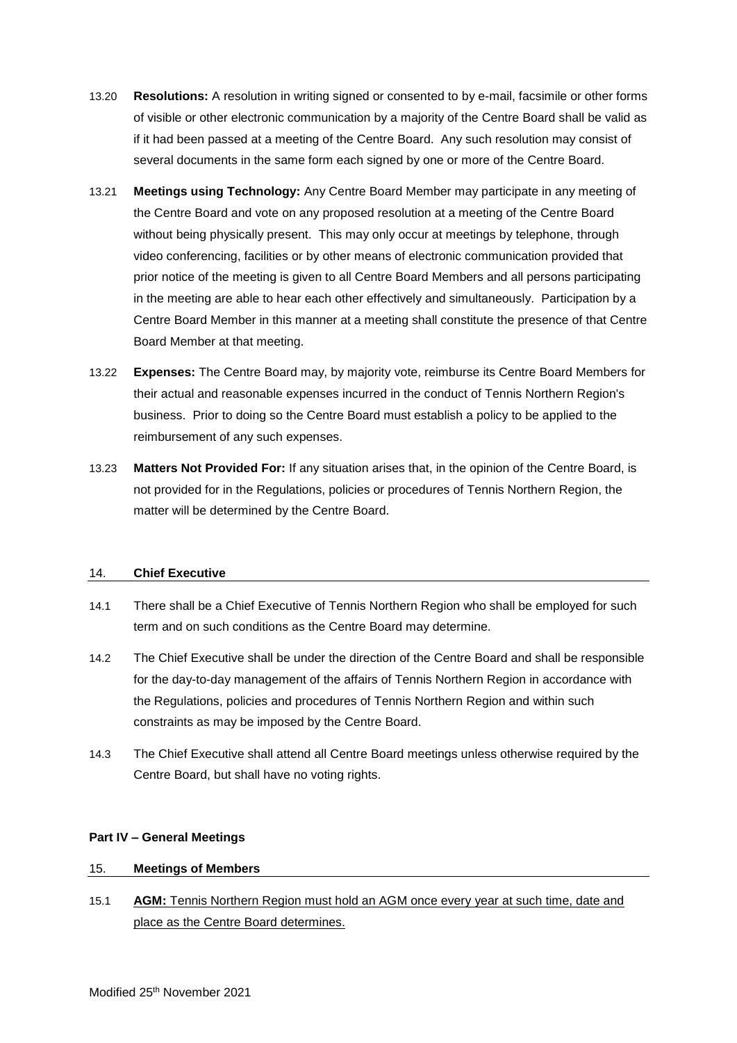13.20 **Resolutions:** A resolution in writing signed or consented to by e-mail, facsimile or other forms of visible or other electronic communication by a majority of the Centre Board shall be valid as if it had been passed at a meeting of the Centre Board. Any such resolution may consist of several documents in the same form each signed by one or more of the Centre Board.

13.21 **Meetings using Technology:** Any Centre Board Member may participate in any meeting of the Centre Board and vote on any proposed resolution at a meeting of the Centre Board without being physically present. This may only occur at meetings by telephone, through video conferencing, facilities or by other means of electronic communication provided that prior notice of the meeting is given to all Centre Board Members and all persons participating in the meeting are able to hear each other effectively and simultaneously. Participation by a Centre Board Member in this manner at a meeting shall constitute the presence of that Centre Board Member at that meeting.

13.22 **Expenses:** The Centre Board may, by majority vote, reimburse its Centre Board Members for their actual and reasonable expenses incurred in the conduct of Tennis Northern Region's business. Prior to doing so the Centre Board must establish a policy to be applied to the reimbursement of any such expenses.

13.23 **Matters Not Provided For:** If any situation arises that, in the opinion of the Centre Board, is not provided for in the Regulations, policies or procedures of Tennis Northern Region, the matter will be determined by the Centre Board.

## 14. Chief Executive

14.1 There shall be a Chief Executive of Tennis Northern Region who shall be employed for such term and on such conditions as the Centre Board may determine.

14.2 The Chief Executive shall be under the direction of the Centre Board and shall be responsible for the day-to-day management of the affairs of Tennis Northern Region in accordance with the Regulations, policies and procedures of Tennis Northern Region and within such constraints as may be imposed by the Centre Board.

14.3 The Chief Executive shall attend all Centre Board meetings unless otherwise required by the Centre Board, but shall have no voting rights.

# Part IV – General Meetings

## 15. Meetings of Members

15.1 **AGM:** Tennis Northern Region must hold an AGM once every year at such time, date and place as the Centre Board determines.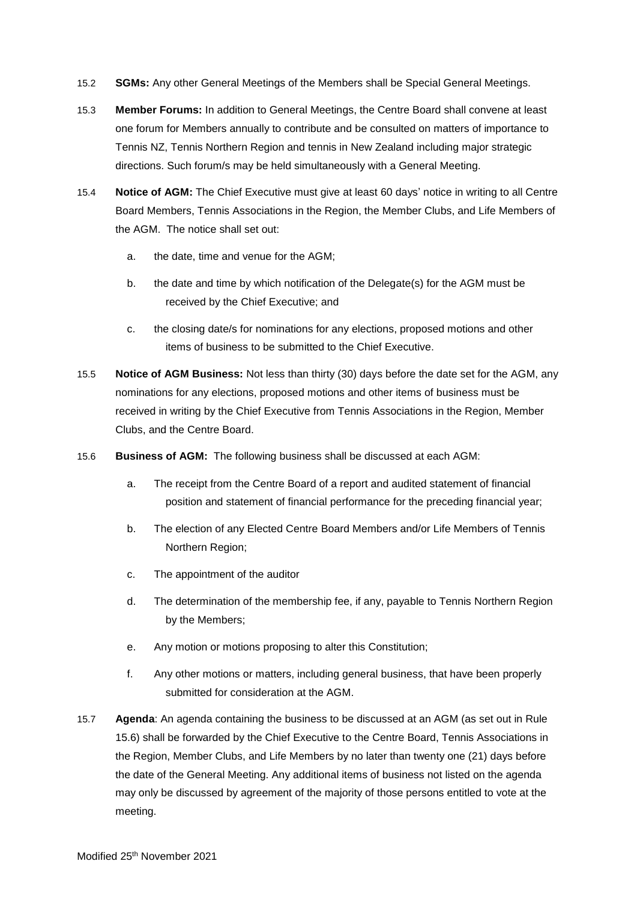15.2 **SGMs:** Any other General Meetings of the Members shall be Special General Meetings.

15.3 **Member Forums:** In addition to General Meetings, the Centre Board shall convene at least one forum for Members annually to contribute and be consulted on matters of importance to Tennis NZ, Tennis Northern Region and tennis in New Zealand including major strategic directions. Such forum/s may be held simultaneously with a General Meeting.

15.4 **Notice of AGM:** The Chief Executive must give at least 60 days' notice in writing to all Centre Board Members, Tennis Associations in the Region, the Member Clubs, and Life Members of the AGM. The notice shall set out:

a. the date, time and venue for the AGM;

b. the date and time by which notification of the Delegate(s) for the AGM must be received by the Chief Executive; and

c. the closing date/s for nominations for any elections, proposed motions and other items of business to be submitted to the Chief Executive.

15.5 **Notice of AGM Business:** Not less than thirty (30) days before the date set for the AGM, any nominations for any elections, proposed motions and other items of business must be received in writing by the Chief Executive from Tennis Associations in the Region, Member Clubs, and the Centre Board.

15.6 **Business of AGM:** The following business shall be discussed at each AGM:

a. The receipt from the Centre Board of a report and audited statement of financial position and statement of financial performance for the preceding financial year;

b. The election of any Elected Centre Board Members and/or Life Members of Tennis Northern Region;

c. The appointment of the auditor

d. The determination of the membership fee, if any, payable to Tennis Northern Region by the Members;

e. Any motion or motions proposing to alter this Constitution;

f. Any other motions or matters, including general business, that have been properly submitted for consideration at the AGM.

15.7 **Agenda**: An agenda containing the business to be discussed at an AGM (as set out in Rule 15.6) shall be forwarded by the Chief Executive to the Centre Board, Tennis Associations in the Region, Member Clubs, and Life Members by no later than twenty one (21) days before the date of the General Meeting. Any additional items of business not listed on the agenda may only be discussed by agreement of the majority of those persons entitled to vote at the meeting.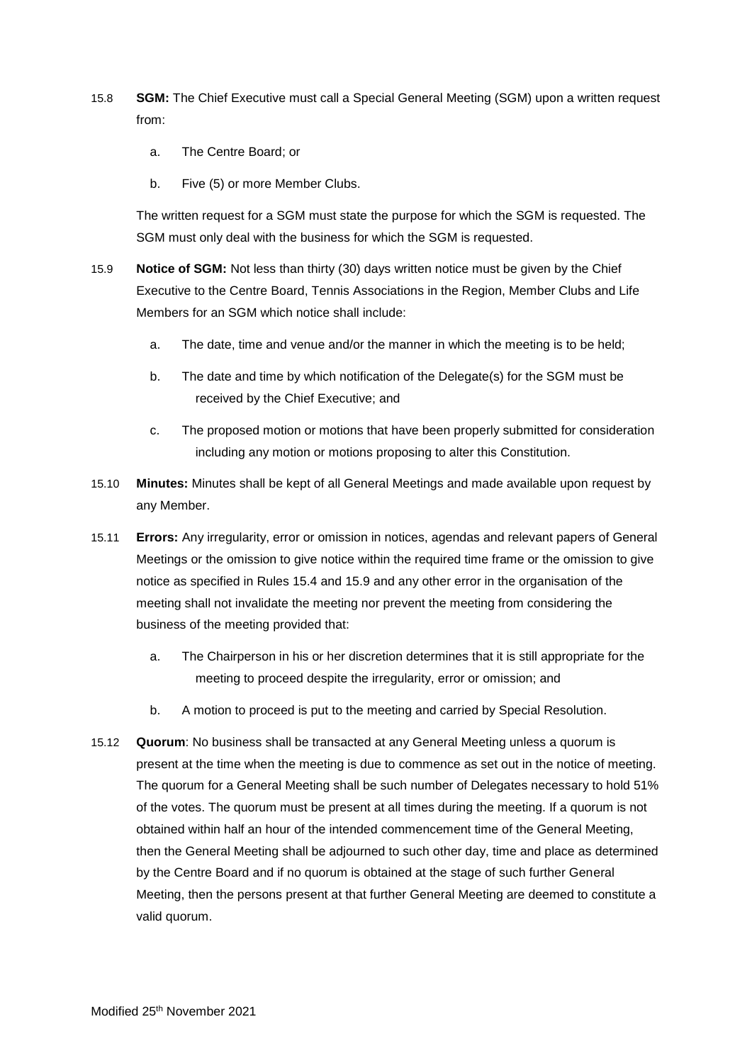15.8 **SGM:** The Chief Executive must call a Special General Meeting (SGM) upon a written request from:

a. The Centre Board; or

b. Five (5) or more Member Clubs.

The written request for a SGM must state the purpose for which the SGM is requested. The SGM must only deal with the business for which the SGM is requested.

15.9 **Notice of SGM:** Not less than thirty (30) days written notice must be given by the Chief Executive to the Centre Board, Tennis Associations in the Region, Member Clubs and Life Members for an SGM which notice shall include:

a. The date, time and venue and/or the manner in which the meeting is to be held;

b. The date and time by which notification of the Delegate(s) for the SGM must be received by the Chief Executive; and

c. The proposed motion or motions that have been properly submitted for consideration including any motion or motions proposing to alter this Constitution.

15.10 **Minutes:** Minutes shall be kept of all General Meetings and made available upon request by any Member.

15.11 **Errors:** Any irregularity, error or omission in notices, agendas and relevant papers of General Meetings or the omission to give notice within the required time frame or the omission to give notice as specified in Rules 15.4 and 15.9 and any other error in the organisation of the meeting shall not invalidate the meeting nor prevent the meeting from considering the business of the meeting provided that:

a. The Chairperson in his or her discretion determines that it is still appropriate for the meeting to proceed despite the irregularity, error or omission; and

b. A motion to proceed is put to the meeting and carried by Special Resolution.

15.12 **Quorum**: No business shall be transacted at any General Meeting unless a quorum is present at the time when the meeting is due to commence as set out in the notice of meeting. The quorum for a General Meeting shall be such number of Delegates necessary to hold 51% of the votes. The quorum must be present at all times during the meeting. If a quorum is not obtained within half an hour of the intended commencement time of the General Meeting, then the General Meeting shall be adjourned to such other day, time and place as determined by the Centre Board and if no quorum is obtained at the stage of such further General Meeting, then the persons present at that further General Meeting are deemed to constitute a valid quorum.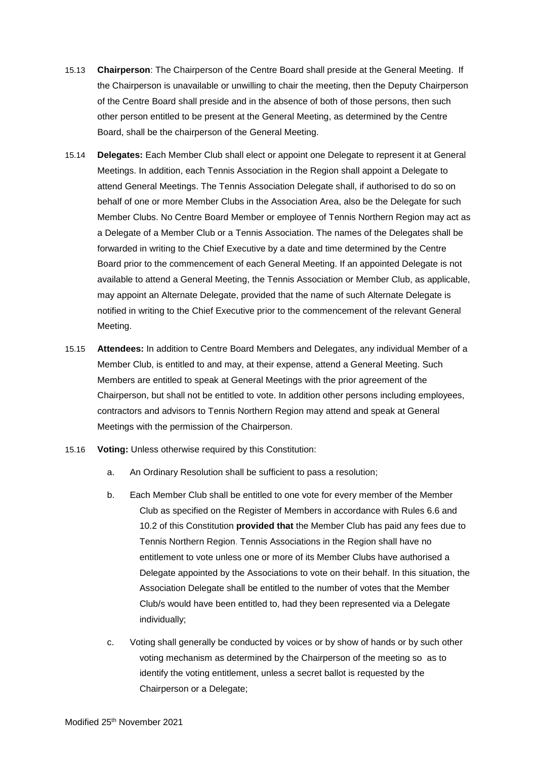15.13 **Chairperson**: The Chairperson of the Centre Board shall preside at the General Meeting. If the Chairperson is unavailable or unwilling to chair the meeting, then the Deputy Chairperson of the Centre Board shall preside and in the absence of both of those persons, then such other person entitled to be present at the General Meeting, as determined by the Centre Board, shall be the chairperson of the General Meeting.

15.14 **Delegates:** Each Member Club shall elect or appoint one Delegate to represent it at General Meetings. In addition, each Tennis Association in the Region shall appoint a Delegate to attend General Meetings. The Tennis Association Delegate shall, if authorised to do so on behalf of one or more Member Clubs in the Association Area, also be the Delegate for such Member Clubs. No Centre Board Member or employee of Tennis Northern Region may act as a Delegate of a Member Club or a Tennis Association. The names of the Delegates shall be forwarded in writing to the Chief Executive by a date and time determined by the Centre Board prior to the commencement of each General Meeting. If an appointed Delegate is not available to attend a General Meeting, the Tennis Association or Member Club, as applicable, may appoint an Alternate Delegate, provided that the name of such Alternate Delegate is notified in writing to the Chief Executive prior to the commencement of the relevant General Meeting.

15.15 **Attendees:** In addition to Centre Board Members and Delegates, any individual Member of a Member Club, is entitled to and may, at their expense, attend a General Meeting. Such Members are entitled to speak at General Meetings with the prior agreement of the Chairperson, but shall not be entitled to vote. In addition other persons including employees, contractors and advisors to Tennis Northern Region may attend and speak at General Meetings with the permission of the Chairperson.

15.16 **Voting:** Unless otherwise required by this Constitution:

a. An Ordinary Resolution shall be sufficient to pass a resolution;

b. Each Member Club shall be entitled to one vote for every member of the Member Club as specified on the Register of Members in accordance with Rules 6.6 and 10.2 of this Constitution **provided that** the Member Club has paid any fees due to Tennis Northern Region. Tennis Associations in the Region shall have no entitlement to vote unless one or more of its Member Clubs have authorised a Delegate appointed by the Associations to vote on their behalf. In this situation, the Association Delegate shall be entitled to the number of votes that the Member Club/s would have been entitled to, had they been represented via a Delegate individually;

c. Voting shall generally be conducted by voices or by show of hands or by such other voting mechanism as determined by the Chairperson of the meeting so as to identify the voting entitlement, unless a secret ballot is requested by the Chairperson or a Delegate;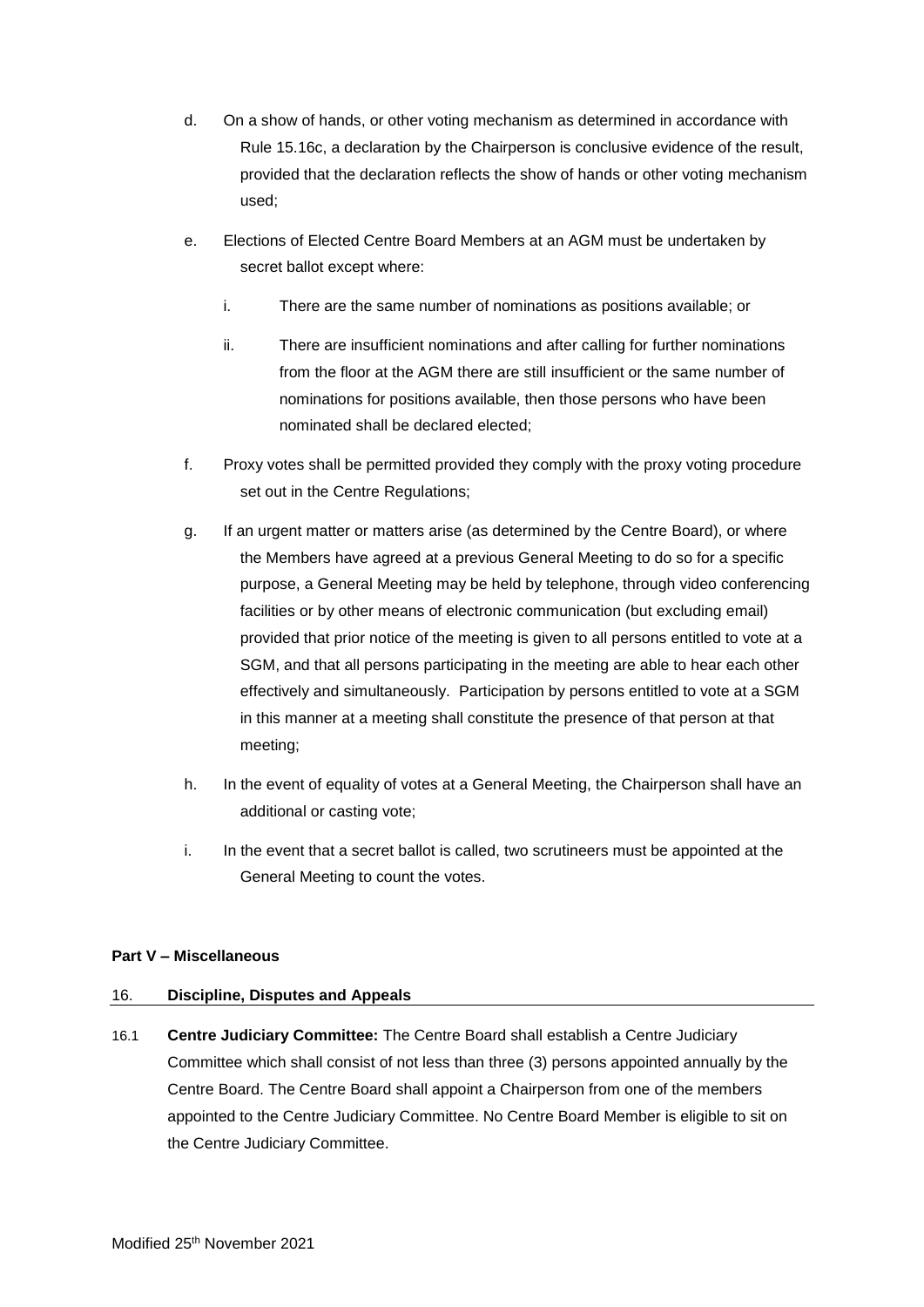d. On a show of hands, or other voting mechanism as determined in accordance with Rule 15.16c, a declaration by the Chairperson is conclusive evidence of the result, provided that the declaration reflects the show of hands or other voting mechanism used;

e. Elections of Elected Centre Board Members at an AGM must be undertaken by secret ballot except where:

   i. There are the same number of nominations as positions available; or

   ii. There are insufficient nominations and after calling for further nominations from the floor at the AGM there are still insufficient or the same number of nominations for positions available, then those persons who have been nominated shall be declared elected;

f. Proxy votes shall be permitted provided they comply with the proxy voting procedure set out in the Centre Regulations;

g. If an urgent matter or matters arise (as determined by the Centre Board), or where the Members have agreed at a previous General Meeting to do so for a specific purpose, a General Meeting may be held by telephone, through video conferencing facilities or by other means of electronic communication (but excluding email) provided that prior notice of the meeting is given to all persons entitled to vote at a SGM, and that all persons participating in the meeting are able to hear each other effectively and simultaneously. Participation by persons entitled to vote at a SGM in this manner at a meeting shall constitute the presence of that person at that meeting;

h. In the event of equality of votes at a General Meeting, the Chairperson shall have an additional or casting vote;

i. In the event that a secret ballot is called, two scrutineers must be appointed at the General Meeting to count the votes.

**Part V – Miscellaneous**

## 16. Discipline, Disputes and Appeals

16.1 **Centre Judiciary Committee:** The Centre Board shall establish a Centre Judiciary Committee which shall consist of not less than three (3) persons appointed annually by the Centre Board. The Centre Board shall appoint a Chairperson from one of the members appointed to the Centre Judiciary Committee. No Centre Board Member is eligible to sit on the Centre Judiciary Committee.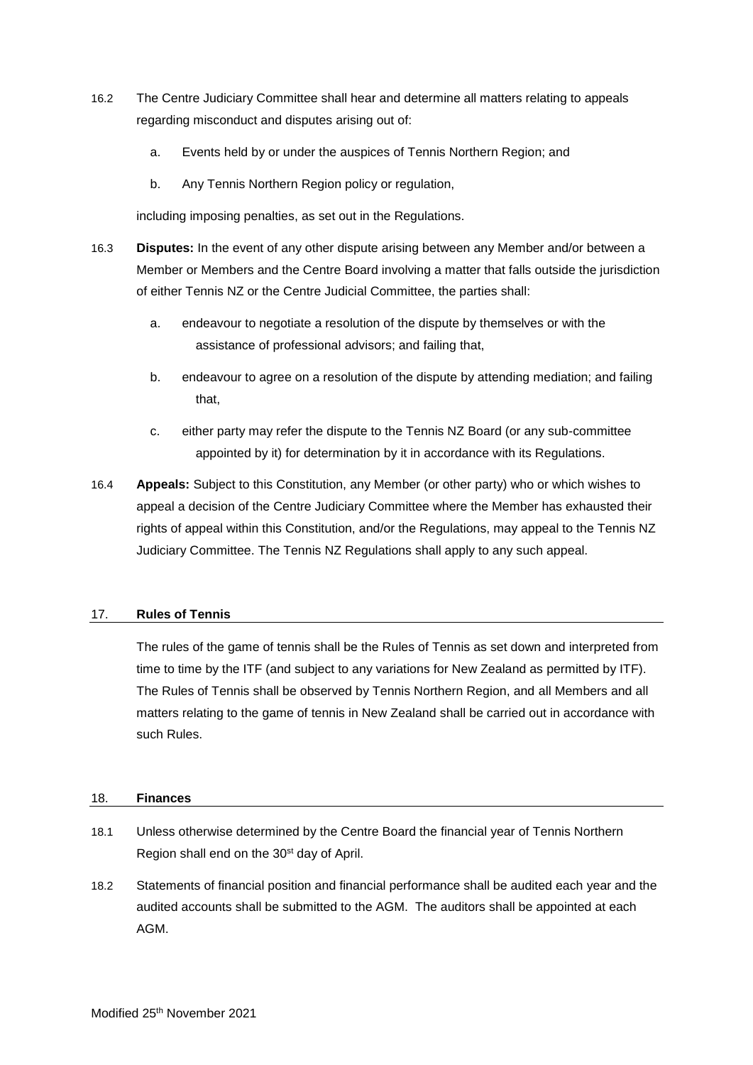16.2 The Centre Judiciary Committee shall hear and determine all matters relating to appeals regarding misconduct and disputes arising out of:

   a. Events held by or under the auspices of Tennis Northern Region; and

   b. Any Tennis Northern Region policy or regulation,

   including imposing penalties, as set out in the Regulations.

16.3 **Disputes:** In the event of any other dispute arising between any Member and/or between a Member or Members and the Centre Board involving a matter that falls outside the jurisdiction of either Tennis NZ or the Centre Judicial Committee, the parties shall:

   a. endeavour to negotiate a resolution of the dispute by themselves or with the assistance of professional advisors; and failing that,

   b. endeavour to agree on a resolution of the dispute by attending mediation; and failing that,

   c. either party may refer the dispute to the Tennis NZ Board (or any sub-committee appointed by it) for determination by it in accordance with its Regulations.

16.4 **Appeals:** Subject to this Constitution, any Member (or other party) who or which wishes to appeal a decision of the Centre Judiciary Committee where the Member has exhausted their rights of appeal within this Constitution, and/or the Regulations, may appeal to the Tennis NZ Judiciary Committee. The Tennis NZ Regulations shall apply to any such appeal.

## 17. Rules of Tennis

The rules of the game of tennis shall be the Rules of Tennis as set down and interpreted from time to time by the ITF (and subject to any variations for New Zealand as permitted by ITF). The Rules of Tennis shall be observed by Tennis Northern Region, and all Members and all matters relating to the game of tennis in New Zealand shall be carried out in accordance with such Rules.

## 18. Finances

18.1 Unless otherwise determined by the Centre Board the financial year of Tennis Northern Region shall end on the 30st day of April.

18.2 Statements of financial position and financial performance shall be audited each year and the audited accounts shall be submitted to the AGM. The auditors shall be appointed at each AGM.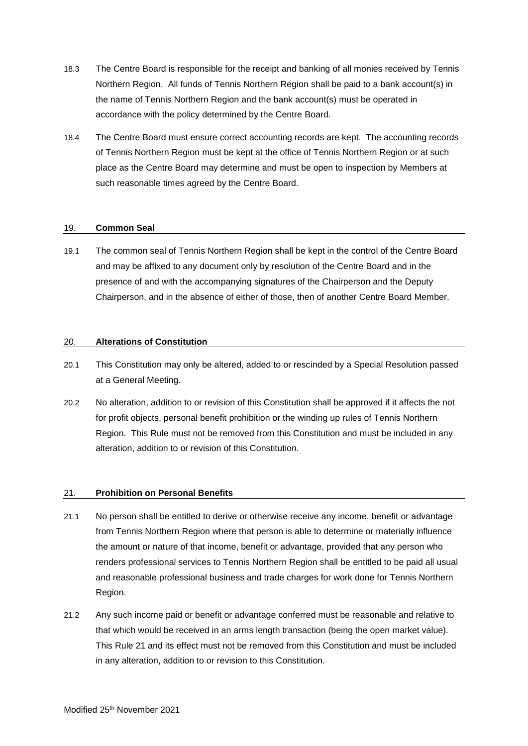18.3 The Centre Board is responsible for the receipt and banking of all monies received by Tennis Northern Region. All funds of Tennis Northern Region shall be paid to a bank account(s) in the name of Tennis Northern Region and the bank account(s) must be operated in accordance with the policy determined by the Centre Board.

18.4 The Centre Board must ensure correct accounting records are kept. The accounting records of Tennis Northern Region must be kept at the office of Tennis Northern Region or at such place as the Centre Board may determine and must be open to inspection by Members at such reasonable times agreed by the Centre Board.

## 19. **Common Seal**

19.1 The common seal of Tennis Northern Region shall be kept in the control of the Centre Board and may be affixed to any document only by resolution of the Centre Board and in the presence of and with the accompanying signatures of the Chairperson and the Deputy Chairperson, and in the absence of either of those, then of another Centre Board Member.

## 20. **Alterations of Constitution**

20.1 This Constitution may only be altered, added to or rescinded by a Special Resolution passed at a General Meeting.

20.2 No alteration, addition to or revision of this Constitution shall be approved if it affects the not for profit objects, personal benefit prohibition or the winding up rules of Tennis Northern Region. This Rule must not be removed from this Constitution and must be included in any alteration, addition to or revision of this Constitution.

## 21. **Prohibition on Personal Benefits**

21.1 No person shall be entitled to derive or otherwise receive any income, benefit or advantage from Tennis Northern Region where that person is able to determine or materially influence the amount or nature of that income, benefit or advantage, provided that any person who renders professional services to Tennis Northern Region shall be entitled to be paid all usual and reasonable professional business and trade charges for work done for Tennis Northern Region.

21.2 Any such income paid or benefit or advantage conferred must be reasonable and relative to that which would be received in an arms length transaction (being the open market value). This Rule 21 and its effect must not be removed from this Constitution and must be included in any alteration, addition to or revision to this Constitution.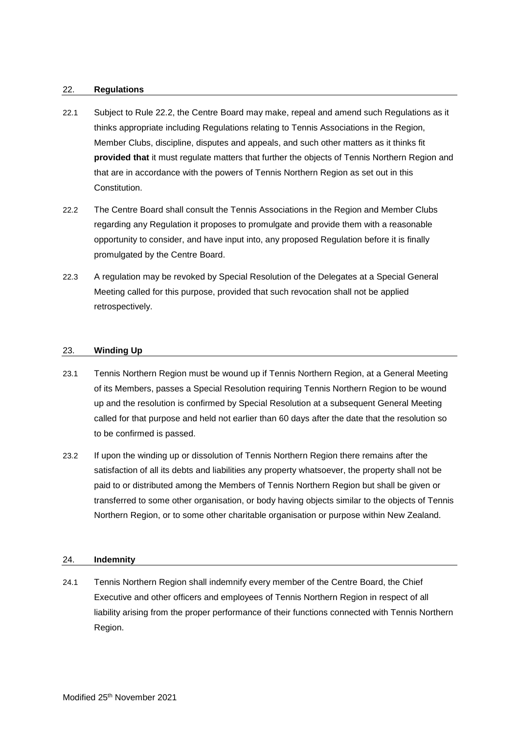## 22. **Regulations**

22.1 Subject to Rule 22.2, the Centre Board may make, repeal and amend such Regulations as it thinks appropriate including Regulations relating to Tennis Associations in the Region, Member Clubs, discipline, disputes and appeals, and such other matters as it thinks fit **provided that** it must regulate matters that further the objects of Tennis Northern Region and that are in accordance with the powers of Tennis Northern Region as set out in this Constitution.

22.2 The Centre Board shall consult the Tennis Associations in the Region and Member Clubs regarding any Regulation it proposes to promulgate and provide them with a reasonable opportunity to consider, and have input into, any proposed Regulation before it is finally promulgated by the Centre Board.

22.3 A regulation may be revoked by Special Resolution of the Delegates at a Special General Meeting called for this purpose, provided that such revocation shall not be applied retrospectively.

## 23. **Winding Up**

23.1 Tennis Northern Region must be wound up if Tennis Northern Region, at a General Meeting of its Members, passes a Special Resolution requiring Tennis Northern Region to be wound up and the resolution is confirmed by Special Resolution at a subsequent General Meeting called for that purpose and held not earlier than 60 days after the date that the resolution so to be confirmed is passed.

23.2 If upon the winding up or dissolution of Tennis Northern Region there remains after the satisfaction of all its debts and liabilities any property whatsoever, the property shall not be paid to or distributed among the Members of Tennis Northern Region but shall be given or transferred to some other organisation, or body having objects similar to the objects of Tennis Northern Region, or to some other charitable organisation or purpose within New Zealand.

## 24. **Indemnity**

24.1 Tennis Northern Region shall indemnify every member of the Centre Board, the Chief Executive and other officers and employees of Tennis Northern Region in respect of all liability arising from the proper performance of their functions connected with Tennis Northern Region.

Modified 25th November 2021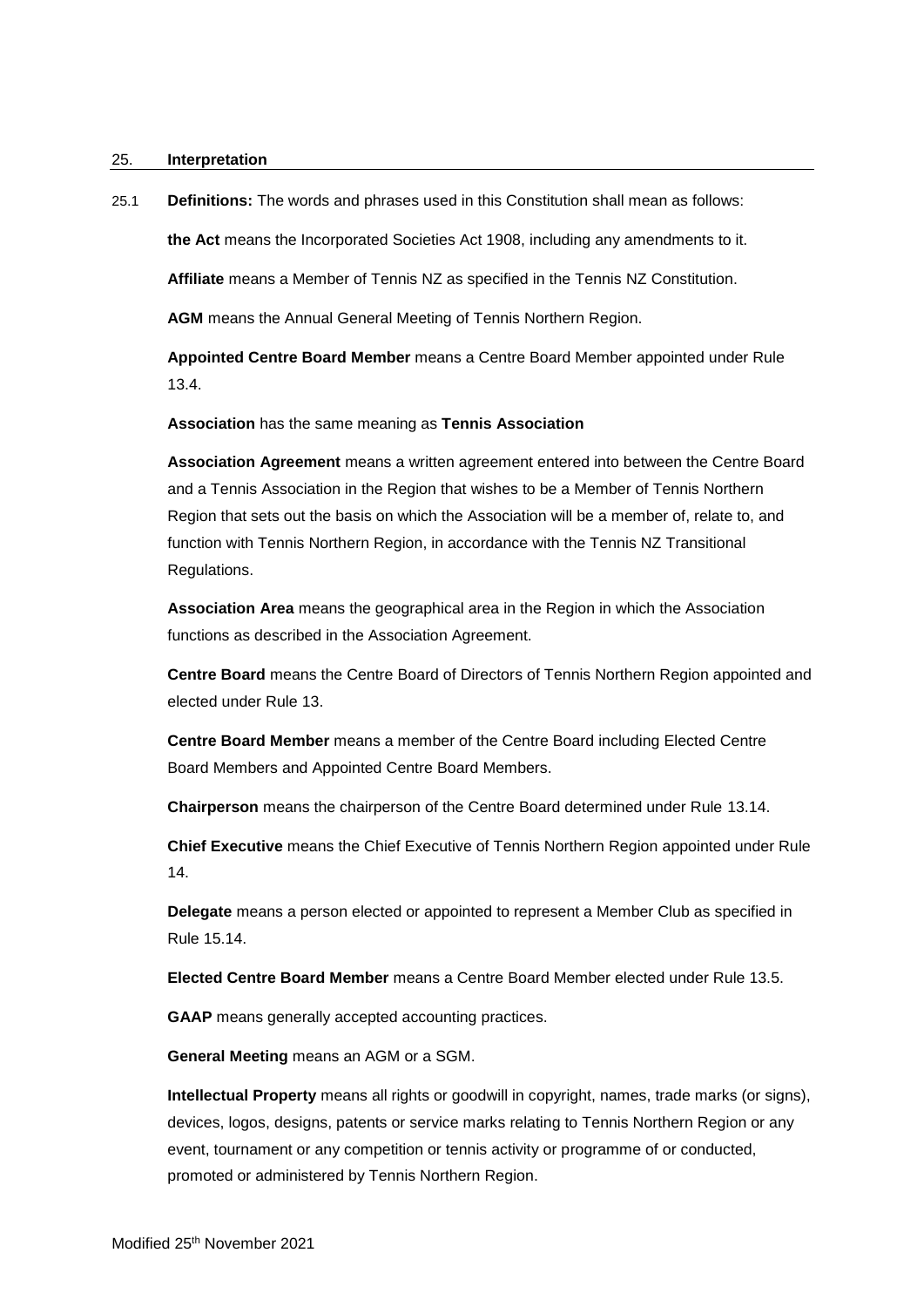## 25. Interpretation

25.1 **Definitions:** The words and phrases used in this Constitution shall mean as follows:

**the Act** means the Incorporated Societies Act 1908, including any amendments to it.

**Affiliate** means a Member of Tennis NZ as specified in the Tennis NZ Constitution.

**AGM** means the Annual General Meeting of Tennis Northern Region.

**Appointed Centre Board Member** means a Centre Board Member appointed under Rule 13.4.

**Association** has the same meaning as **Tennis Association**

**Association Agreement** means a written agreement entered into between the Centre Board and a Tennis Association in the Region that wishes to be a Member of Tennis Northern Region that sets out the basis on which the Association will be a member of, relate to, and function with Tennis Northern Region, in accordance with the Tennis NZ Transitional Regulations.

**Association Area** means the geographical area in the Region in which the Association functions as described in the Association Agreement.

**Centre Board** means the Centre Board of Directors of Tennis Northern Region appointed and elected under Rule 13.

**Centre Board Member** means a member of the Centre Board including Elected Centre Board Members and Appointed Centre Board Members.

**Chairperson** means the chairperson of the Centre Board determined under Rule 13.14.

**Chief Executive** means the Chief Executive of Tennis Northern Region appointed under Rule 14.

**Delegate** means a person elected or appointed to represent a Member Club as specified in Rule 15.14.

**Elected Centre Board Member** means a Centre Board Member elected under Rule 13.5.

**GAAP** means generally accepted accounting practices.

**General Meeting** means an AGM or a SGM.

**Intellectual Property** means all rights or goodwill in copyright, names, trade marks (or signs), devices, logos, designs, patents or service marks relating to Tennis Northern Region or any event, tournament or any competition or tennis activity or programme of or conducted, promoted or administered by Tennis Northern Region.

Modified 25th November 2021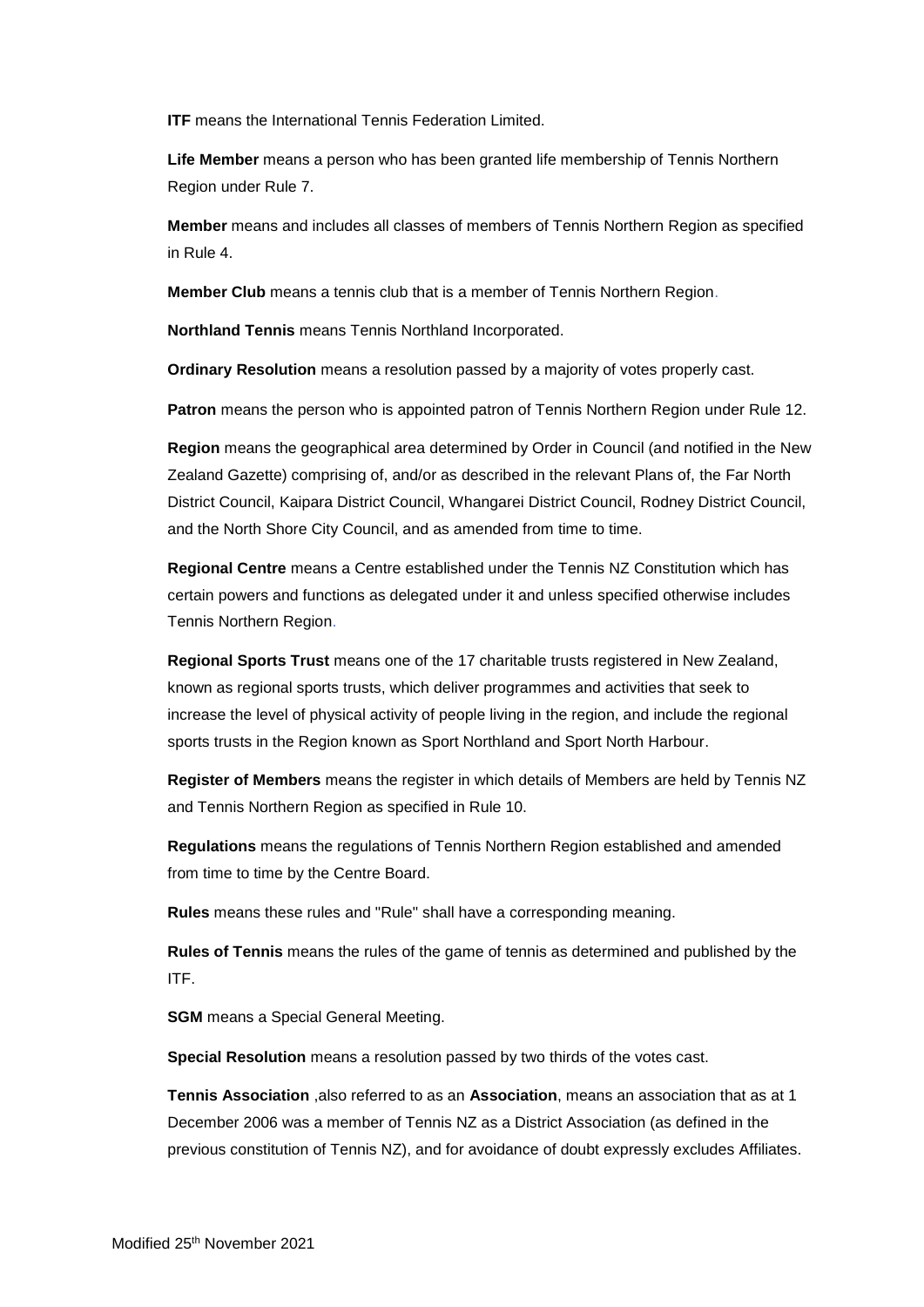**ITF** means the International Tennis Federation Limited.

**Life Member** means a person who has been granted life membership of Tennis Northern Region under Rule 7.

**Member** means and includes all classes of members of Tennis Northern Region as specified in Rule 4.

**Member Club** means a tennis club that is a member of Tennis Northern Region.

**Northland Tennis** means Tennis Northland Incorporated.

**Ordinary Resolution** means a resolution passed by a majority of votes properly cast.

**Patron** means the person who is appointed patron of Tennis Northern Region under Rule 12.

**Region** means the geographical area determined by Order in Council (and notified in the New Zealand Gazette) comprising of, and/or as described in the relevant Plans of, the Far North District Council, Kaipara District Council, Whangarei District Council, Rodney District Council, and the North Shore City Council, and as amended from time to time.

**Regional Centre** means a Centre established under the Tennis NZ Constitution which has certain powers and functions as delegated under it and unless specified otherwise includes Tennis Northern Region.

**Regional Sports Trust** means one of the 17 charitable trusts registered in New Zealand, known as regional sports trusts, which deliver programmes and activities that seek to increase the level of physical activity of people living in the region, and include the regional sports trusts in the Region known as Sport Northland and Sport North Harbour.

**Register of Members** means the register in which details of Members are held by Tennis NZ and Tennis Northern Region as specified in Rule 10.

**Regulations** means the regulations of Tennis Northern Region established and amended from time to time by the Centre Board.

**Rules** means these rules and "Rule" shall have a corresponding meaning.

**Rules of Tennis** means the rules of the game of tennis as determined and published by the ITF.

**SGM** means a Special General Meeting.

**Special Resolution** means a resolution passed by two thirds of the votes cast.

**Tennis Association** ,also referred to as an **Association**, means an association that as at 1 December 2006 was a member of Tennis NZ as a District Association (as defined in the previous constitution of Tennis NZ), and for avoidance of doubt expressly excludes Affiliates.

Modified 25th November 2021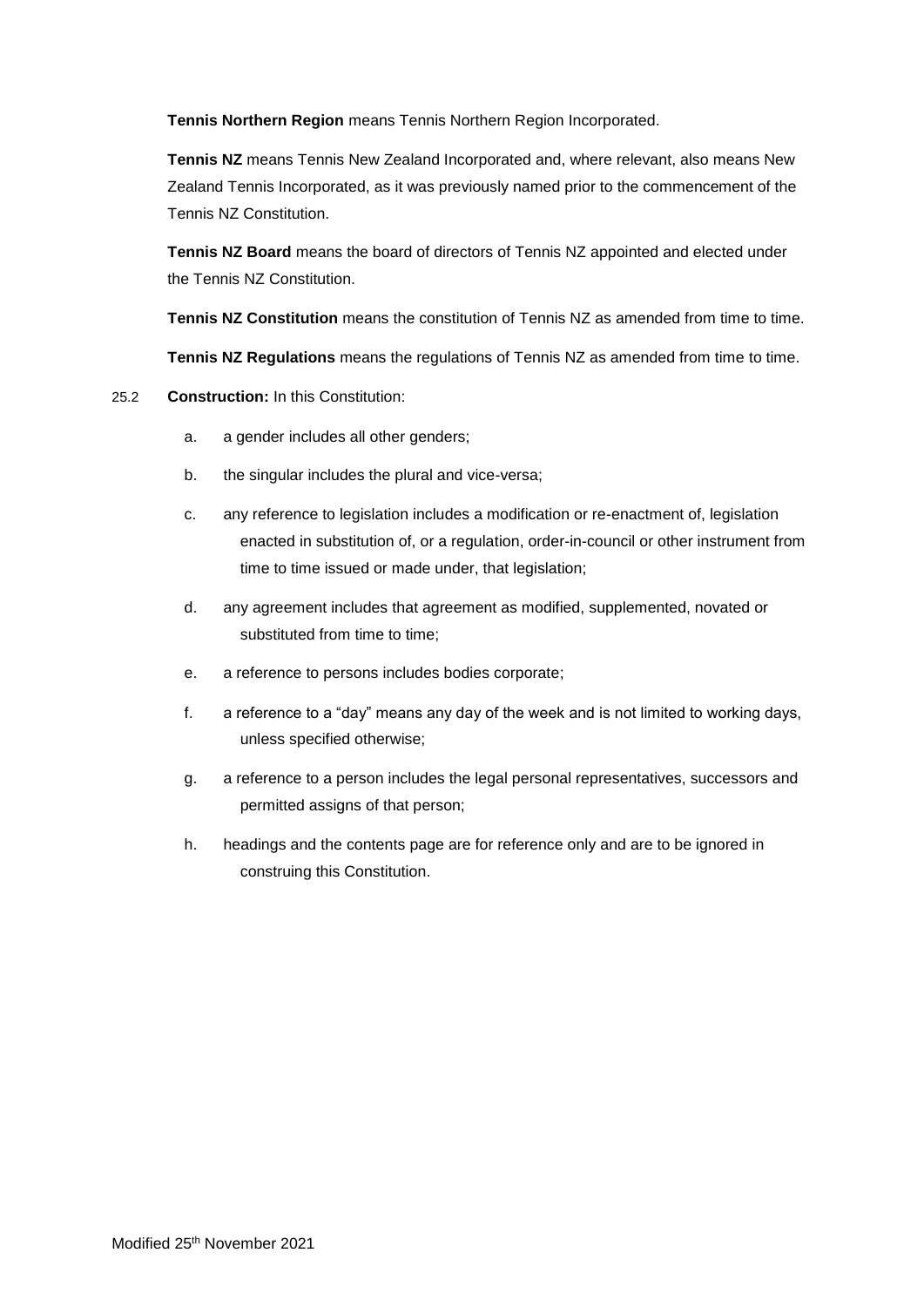**Tennis Northern Region** means Tennis Northern Region Incorporated.

**Tennis NZ** means Tennis New Zealand Incorporated and, where relevant, also means New Zealand Tennis Incorporated, as it was previously named prior to the commencement of the Tennis NZ Constitution.

**Tennis NZ Board** means the board of directors of Tennis NZ appointed and elected under the Tennis NZ Constitution.

**Tennis NZ Constitution** means the constitution of Tennis NZ as amended from time to time.

**Tennis NZ Regulations** means the regulations of Tennis NZ as amended from time to time.

25.2 **Construction:** In this Constitution:

a. a gender includes all other genders;

b. the singular includes the plural and vice-versa;

c. any reference to legislation includes a modification or re-enactment of, legislation enacted in substitution of, or a regulation, order-in-council or other instrument from time to time issued or made under, that legislation;

d. any agreement includes that agreement as modified, supplemented, novated or substituted from time to time;

e. a reference to persons includes bodies corporate;

f. a reference to a "day" means any day of the week and is not limited to working days, unless specified otherwise;

g. a reference to a person includes the legal personal representatives, successors and permitted assigns of that person;

h. headings and the contents page are for reference only and are to be ignored in construing this Constitution.